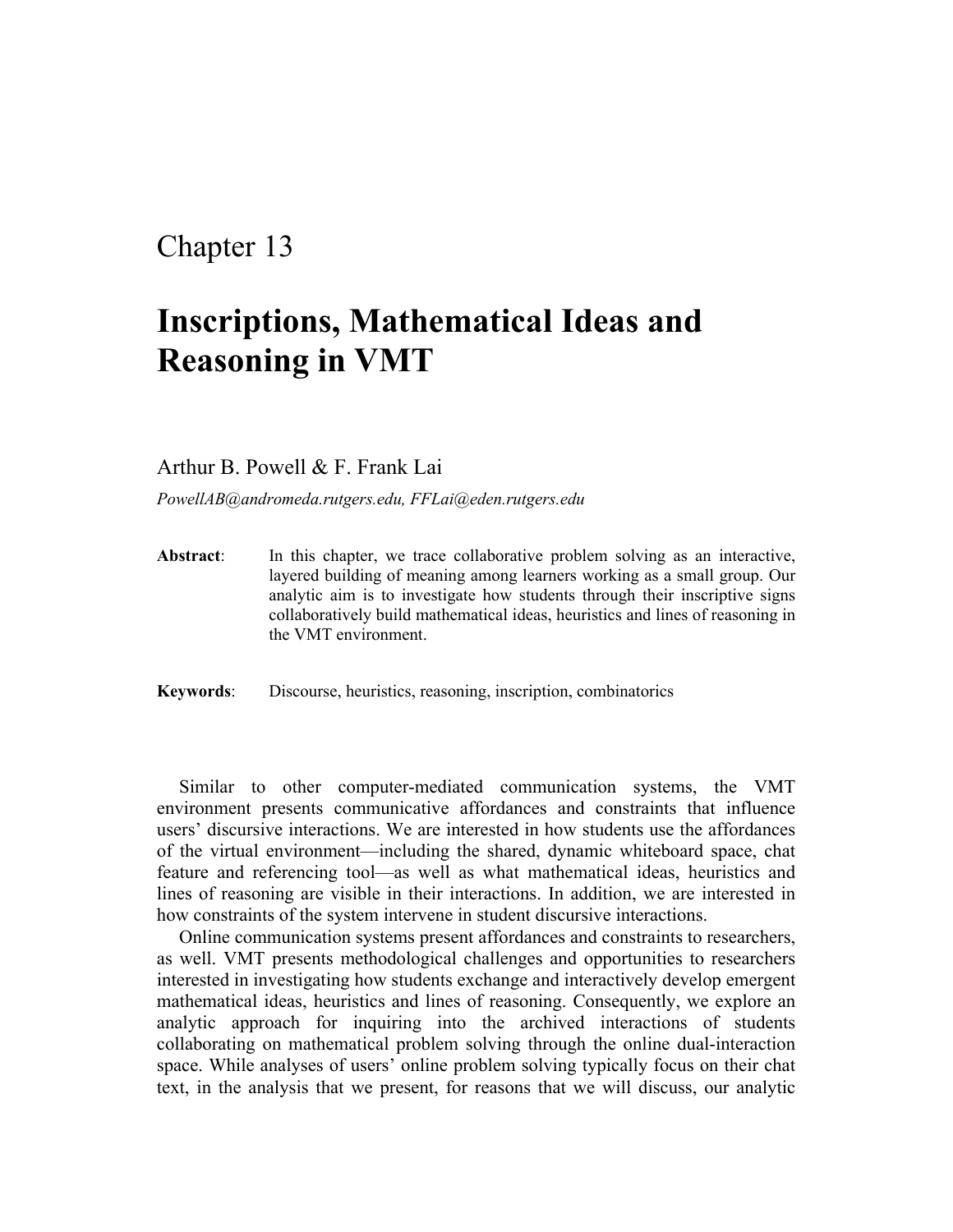# Chapter 13

# Inscriptions, Mathematical Ideas and Reasoning in VMT

Arthur B. Powell & F. Frank Lai

*PowellAB@andromeda.rutgers.edu, FFLai@eden.rutgers.edu*

**Abstract**: In this chapter, we trace collaborative problem solving as an interactive, layered building of meaning among learners working as a small group. Our analytic aim is to investigate how students through their inscriptive signs collaboratively build mathematical ideas, heuristics and lines of reasoning in the VMT environment.

**Keywords**: Discourse, heuristics, reasoning, inscription, combinatorics

Similar to other computer-mediated communication systems, the VMT environment presents communicative affordances and constraints that influence users' discursive interactions. We are interested in how students use the affordances of the virtual environment—including the shared, dynamic whiteboard space, chat feature and referencing tool—as well as what mathematical ideas, heuristics and lines of reasoning are visible in their interactions. In addition, we are interested in how constraints of the system intervene in student discursive interactions.

Online communication systems present affordances and constraints to researchers, as well. VMT presents methodological challenges and opportunities to researchers interested in investigating how students exchange and interactively develop emergent mathematical ideas, heuristics and lines of reasoning. Consequently, we explore an analytic approach for inquiring into the archived interactions of students collaborating on mathematical problem solving through the online dual-interaction space. While analyses of users' online problem solving typically focus on their chat text, in the analysis that we present, for reasons that we will discuss, our analytic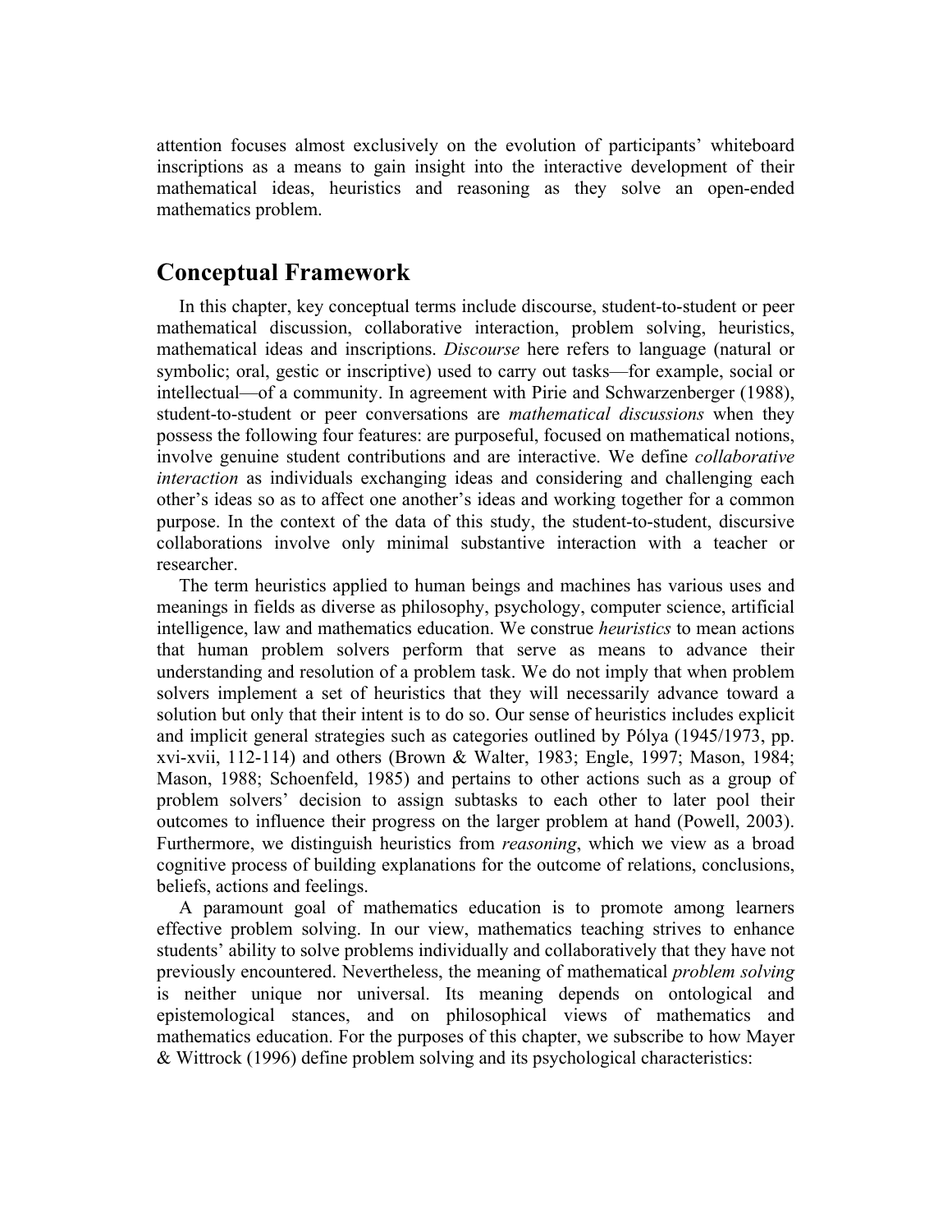attention focuses almost exclusively on the evolution of participants' whiteboard inscriptions as a means to gain insight into the interactive development of their mathematical ideas, heuristics and reasoning as they solve an open-ended mathematics problem.

## Conceptual Framework

In this chapter, key conceptual terms include discourse, student-to-student or peer mathematical discussion, collaborative interaction, problem solving, heuristics, mathematical ideas and inscriptions. *Discourse* here refers to language (natural or symbolic; oral, gestic or inscriptive) used to carry out tasks—for example, social or intellectual—of a community. In agreement with Pirie and Schwarzenberger (1988), student-to-student or peer conversations are *mathematical discussions* when they possess the following four features: are purposeful, focused on mathematical notions, involve genuine student contributions and are interactive. We define *collaborative interaction* as individuals exchanging ideas and considering and challenging each other's ideas so as to affect one another's ideas and working together for a common purpose. In the context of the data of this study, the student-to-student, discursive collaborations involve only minimal substantive interaction with a teacher or researcher.

The term heuristics applied to human beings and machines has various uses and meanings in fields as diverse as philosophy, psychology, computer science, artificial intelligence, law and mathematics education. We construe *heuristics* to mean actions that human problem solvers perform that serve as means to advance their understanding and resolution of a problem task. We do not imply that when problem solvers implement a set of heuristics that they will necessarily advance toward a solution but only that their intent is to do so. Our sense of heuristics includes explicit and implicit general strategies such as categories outlined by Pólya (1945/1973, pp. xvi-xvii, 112-114) and others (Brown & Walter, 1983; Engle, 1997; Mason, 1984; Mason, 1988; Schoenfeld, 1985) and pertains to other actions such as a group of problem solvers' decision to assign subtasks to each other to later pool their outcomes to influence their progress on the larger problem at hand (Powell, 2003). Furthermore, we distinguish heuristics from *reasoning*, which we view as a broad cognitive process of building explanations for the outcome of relations, conclusions, beliefs, actions and feelings.

A paramount goal of mathematics education is to promote among learners effective problem solving. In our view, mathematics teaching strives to enhance students' ability to solve problems individually and collaboratively that they have not previously encountered. Nevertheless, the meaning of mathematical *problem solving* is neither unique nor universal. Its meaning depends on ontological and epistemological stances, and on philosophical views of mathematics and mathematics education. For the purposes of this chapter, we subscribe to how Mayer & Wittrock (1996) define problem solving and its psychological characteristics: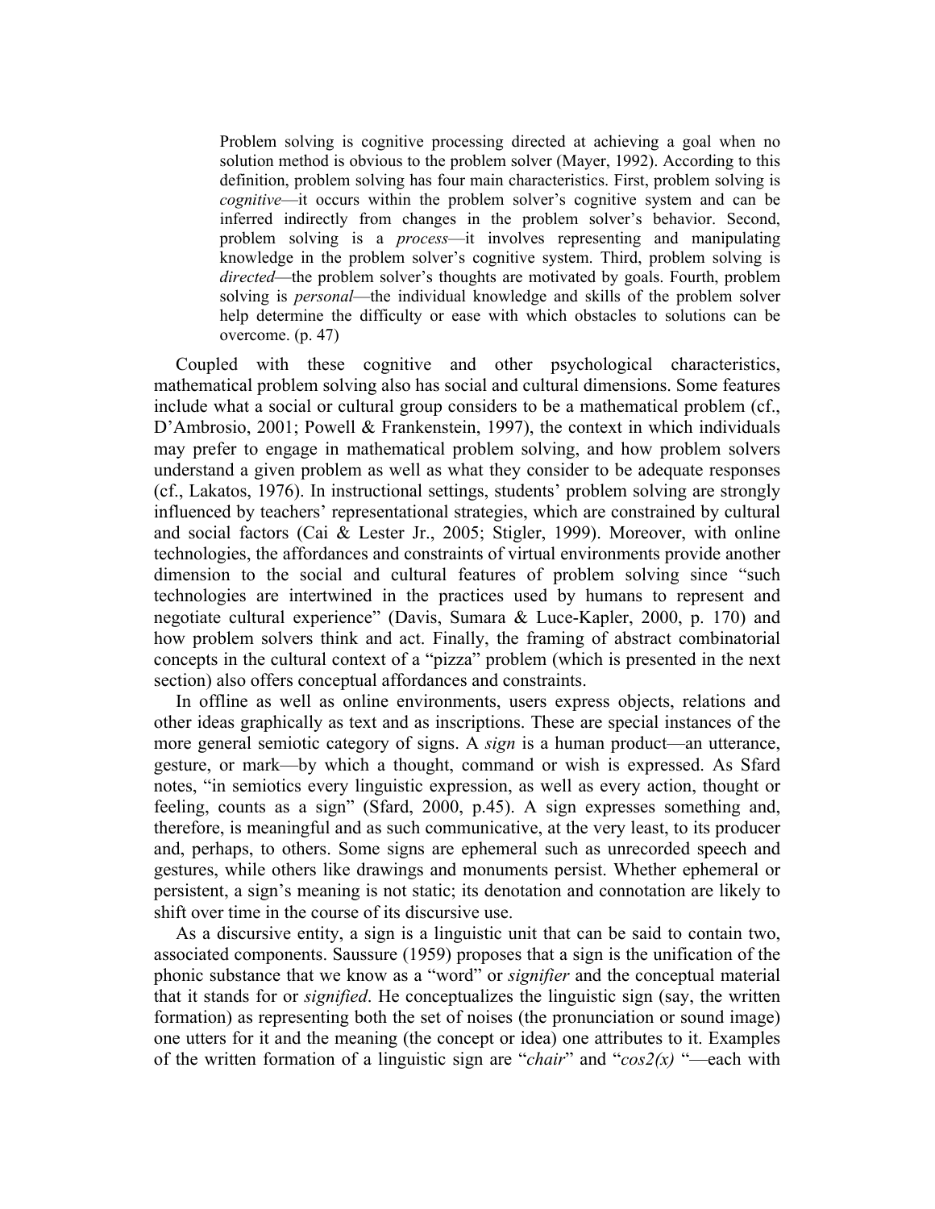> Problem solving is cognitive processing directed at achieving a goal when no solution method is obvious to the problem solver (Mayer, 1992). According to this definition, problem solving has four main characteristics. First, problem solving is *cognitive*—it occurs within the problem solver's cognitive system and can be inferred indirectly from changes in the problem solver's behavior. Second, problem solving is a *process*—it involves representing and manipulating knowledge in the problem solver's cognitive system. Third, problem solving is *directed*—the problem solver's thoughts are motivated by goals. Fourth, problem solving is *personal*—the individual knowledge and skills of the problem solver help determine the difficulty or ease with which obstacles to solutions can be overcome. (p. 47)

Coupled with these cognitive and other psychological characteristics, mathematical problem solving also has social and cultural dimensions. Some features include what a social or cultural group considers to be a mathematical problem (cf., D'Ambrosio, 2001; Powell & Frankenstein, 1997), the context in which individuals may prefer to engage in mathematical problem solving, and how problem solvers understand a given problem as well as what they consider to be adequate responses (cf., Lakatos, 1976). In instructional settings, students' problem solving are strongly influenced by teachers' representational strategies, which are constrained by cultural and social factors (Cai & Lester Jr., 2005; Stigler, 1999). Moreover, with online technologies, the affordances and constraints of virtual environments provide another dimension to the social and cultural features of problem solving since "such technologies are intertwined in the practices used by humans to represent and negotiate cultural experience" (Davis, Sumara & Luce-Kapler, 2000, p. 170) and how problem solvers think and act. Finally, the framing of abstract combinatorial concepts in the cultural context of a "pizza" problem (which is presented in the next section) also offers conceptual affordances and constraints.

In offline as well as online environments, users express objects, relations and other ideas graphically as text and as inscriptions. These are special instances of the more general semiotic category of signs. A *sign* is a human product—an utterance, gesture, or mark—by which a thought, command or wish is expressed. As Sfard notes, "in semiotics every linguistic expression, as well as every action, thought or feeling, counts as a sign" (Sfard, 2000, p.45). A sign expresses something and, therefore, is meaningful and as such communicative, at the very least, to its producer and, perhaps, to others. Some signs are ephemeral such as unrecorded speech and gestures, while others like drawings and monuments persist. Whether ephemeral or persistent, a sign's meaning is not static; its denotation and connotation are likely to shift over time in the course of its discursive use.

As a discursive entity, a sign is a linguistic unit that can be said to contain two, associated components. Saussure (1959) proposes that a sign is the unification of the phonic substance that we know as a "word" or *signifier* and the conceptual material that it stands for or *signified*. He conceptualizes the linguistic sign (say, the written formation) as representing both the set of noises (the pronunciation or sound image) one utters for it and the meaning (the concept or idea) one attributes to it. Examples of the written formation of a linguistic sign are "*chair*" and "*cos2(x)* "—each with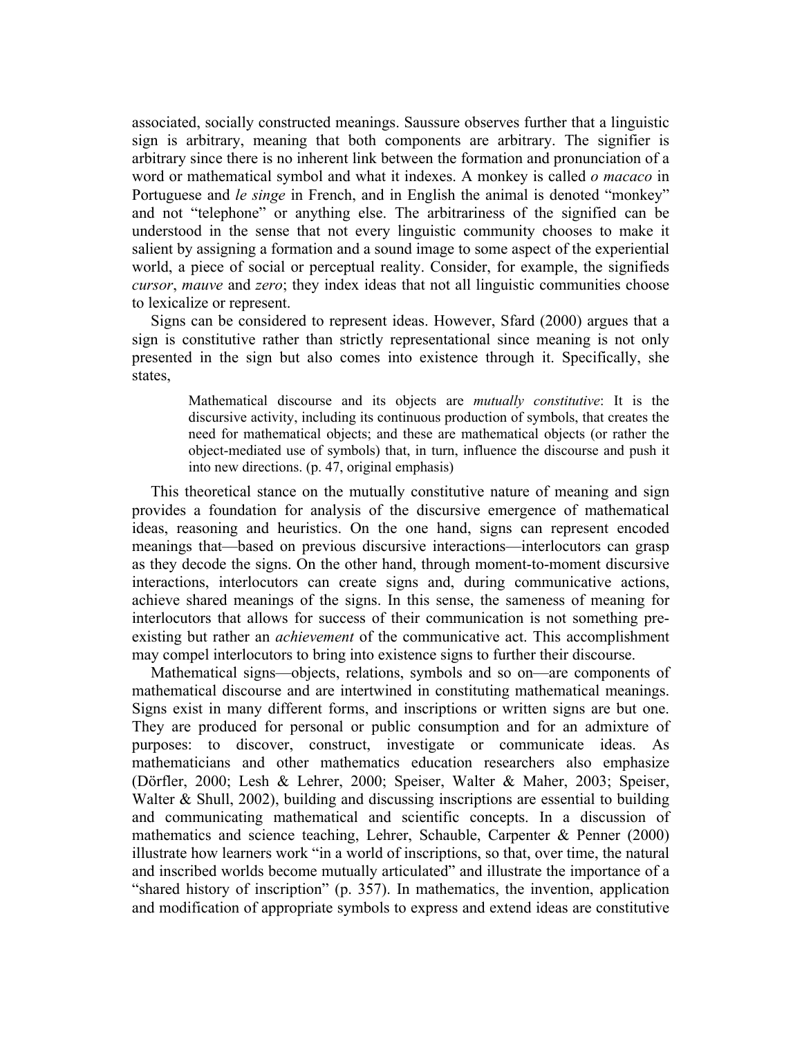associated, socially constructed meanings. Saussure observes further that a linguistic sign is arbitrary, meaning that both components are arbitrary. The signifier is arbitrary since there is no inherent link between the formation and pronunciation of a word or mathematical symbol and what it indexes. A monkey is called *o macaco* in Portuguese and *le singe* in French, and in English the animal is denoted "monkey" and not "telephone" or anything else. The arbitrariness of the signified can be understood in the sense that not every linguistic community chooses to make it salient by assigning a formation and a sound image to some aspect of the experiential world, a piece of social or perceptual reality. Consider, for example, the signifieds *cursor*, *mauve* and *zero*; they index ideas that not all linguistic communities choose to lexicalize or represent.

Signs can be considered to represent ideas. However, Sfard (2000) argues that a sign is constitutive rather than strictly representational since meaning is not only presented in the sign but also comes into existence through it. Specifically, she states,

> Mathematical discourse and its objects are *mutually constitutive*: It is the discursive activity, including its continuous production of symbols, that creates the need for mathematical objects; and these are mathematical objects (or rather the object-mediated use of symbols) that, in turn, influence the discourse and push it into new directions. (p. 47, original emphasis)

This theoretical stance on the mutually constitutive nature of meaning and sign provides a foundation for analysis of the discursive emergence of mathematical ideas, reasoning and heuristics. On the one hand, signs can represent encoded meanings that—based on previous discursive interactions—interlocutors can grasp as they decode the signs. On the other hand, through moment-to-moment discursive interactions, interlocutors can create signs and, during communicative actions, achieve shared meanings of the signs. In this sense, the sameness of meaning for interlocutors that allows for success of their communication is not something pre-existing but rather an *achievement* of the communicative act. This accomplishment may compel interlocutors to bring into existence signs to further their discourse.

Mathematical signs—objects, relations, symbols and so on—are components of mathematical discourse and are intertwined in constituting mathematical meanings. Signs exist in many different forms, and inscriptions or written signs are but one. They are produced for personal or public consumption and for an admixture of purposes: to discover, construct, investigate or communicate ideas. As mathematicians and other mathematics education researchers also emphasize (Dörfler, 2000; Lesh & Lehrer, 2000; Speiser, Walter & Maher, 2003; Speiser, Walter & Shull, 2002), building and discussing inscriptions are essential to building and communicating mathematical and scientific concepts. In a discussion of mathematics and science teaching, Lehrer, Schauble, Carpenter & Penner (2000) illustrate how learners work "in a world of inscriptions, so that, over time, the natural and inscribed worlds become mutually articulated" and illustrate the importance of a "shared history of inscription" (p. 357). In mathematics, the invention, application and modification of appropriate symbols to express and extend ideas are constitutive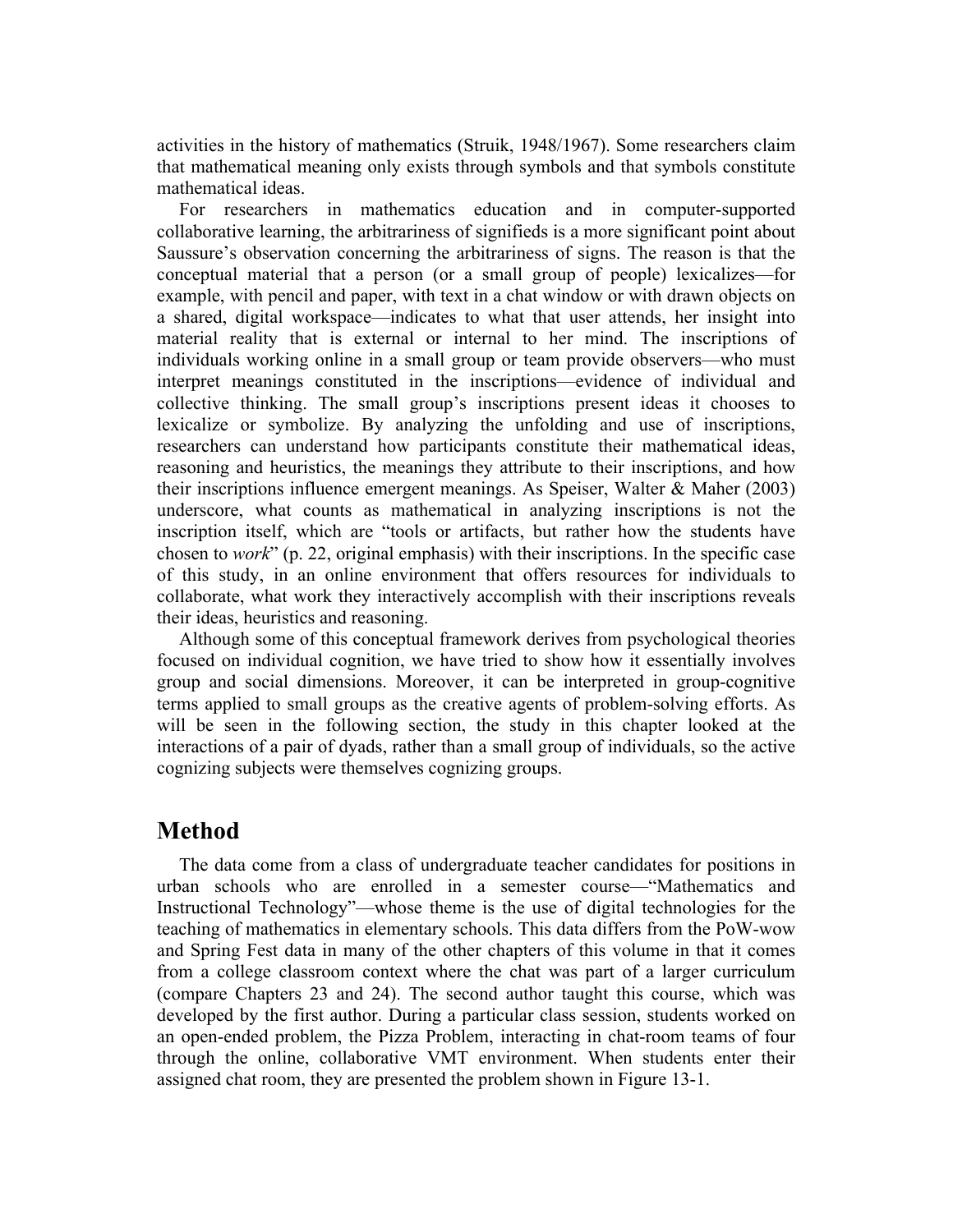activities in the history of mathematics (Struik, 1948/1967). Some researchers claim that mathematical meaning only exists through symbols and that symbols constitute mathematical ideas.

For researchers in mathematics education and in computer-supported collaborative learning, the arbitrariness of signifieds is a more significant point about Saussure's observation concerning the arbitrariness of signs. The reason is that the conceptual material that a person (or a small group of people) lexicalizes—for example, with pencil and paper, with text in a chat window or with drawn objects on a shared, digital workspace—indicates to what that user attends, her insight into material reality that is external or internal to her mind. The inscriptions of individuals working online in a small group or team provide observers—who must interpret meanings constituted in the inscriptions—evidence of individual and collective thinking. The small group's inscriptions present ideas it chooses to lexicalize or symbolize. By analyzing the unfolding and use of inscriptions, researchers can understand how participants constitute their mathematical ideas, reasoning and heuristics, the meanings they attribute to their inscriptions, and how their inscriptions influence emergent meanings. As Speiser, Walter & Maher (2003) underscore, what counts as mathematical in analyzing inscriptions is not the inscription itself, which are "tools or artifacts, but rather how the students have chosen to *work*" (p. 22, original emphasis) with their inscriptions. In the specific case of this study, in an online environment that offers resources for individuals to collaborate, what work they interactively accomplish with their inscriptions reveals their ideas, heuristics and reasoning.

Although some of this conceptual framework derives from psychological theories focused on individual cognition, we have tried to show how it essentially involves group and social dimensions. Moreover, it can be interpreted in group-cognitive terms applied to small groups as the creative agents of problem-solving efforts. As will be seen in the following section, the study in this chapter looked at the interactions of a pair of dyads, rather than a small group of individuals, so the active cognizing subjects were themselves cognizing groups.

# Method

The data come from a class of undergraduate teacher candidates for positions in urban schools who are enrolled in a semester course—"Mathematics and Instructional Technology"—whose theme is the use of digital technologies for the teaching of mathematics in elementary schools. This data differs from the PoW-wow and Spring Fest data in many of the other chapters of this volume in that it comes from a college classroom context where the chat was part of a larger curriculum (compare Chapters 23 and 24). The second author taught this course, which was developed by the first author. During a particular class session, students worked on an open-ended problem, the Pizza Problem, interacting in chat-room teams of four through the online, collaborative VMT environment. When students enter their assigned chat room, they are presented the problem shown in Figure 13-1.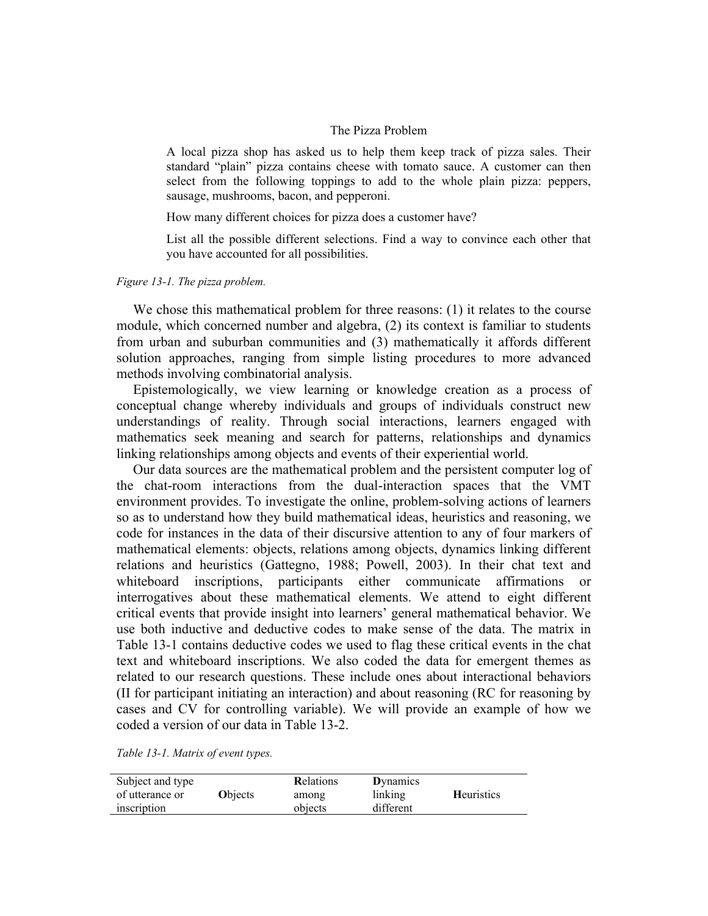The Pizza Problem

> A local pizza shop has asked us to help them keep track of pizza sales. Their standard "plain" pizza contains cheese with tomato sauce. A customer can then select from the following toppings to add to the whole plain pizza: peppers, sausage, mushrooms, bacon, and pepperoni.
>
> How many different choices for pizza does a customer have?
>
> List all the possible different selections. Find a way to convince each other that you have accounted for all possibilities.

*Figure 13-1. The pizza problem.*

We chose this mathematical problem for three reasons: (1) it relates to the course module, which concerned number and algebra, (2) its context is familiar to students from urban and suburban communities and (3) mathematically it affords different solution approaches, ranging from simple listing procedures to more advanced methods involving combinatorial analysis.

Epistemologically, we view learning or knowledge creation as a process of conceptual change whereby individuals and groups of individuals construct new understandings of reality. Through social interactions, learners engaged with mathematics seek meaning and search for patterns, relationships and dynamics linking relationships among objects and events of their experiential world.

Our data sources are the mathematical problem and the persistent computer log of the chat-room interactions from the dual-interaction spaces that the VMT environment provides. To investigate the online, problem-solving actions of learners so as to understand how they build mathematical ideas, heuristics and reasoning, we code for instances in the data of their discursive attention to any of four markers of mathematical elements: objects, relations among objects, dynamics linking different relations and heuristics (Gattegno, 1988; Powell, 2003). In their chat text and whiteboard inscriptions, participants either communicate affirmations or interrogatives about these mathematical elements. We attend to eight different critical events that provide insight into learners' general mathematical behavior. We use both inductive and deductive codes to make sense of the data. The matrix in Table 13-1 contains deductive codes we used to flag these critical events in the chat text and whiteboard inscriptions. We also coded the data for emergent themes as related to our research questions. These include ones about interactional behaviors (II for participant initiating an interaction) and about reasoning (RC for reasoning by cases and CV for controlling variable). We will provide an example of how we coded a version of our data in Table 13-2.

*Table 13-1. Matrix of event types.*

| Subject and type of utterance or inscription | **O**bjects | **R**elations among objects | **D**ynamics linking different | **H**euristics |
|---|---|---|---|---|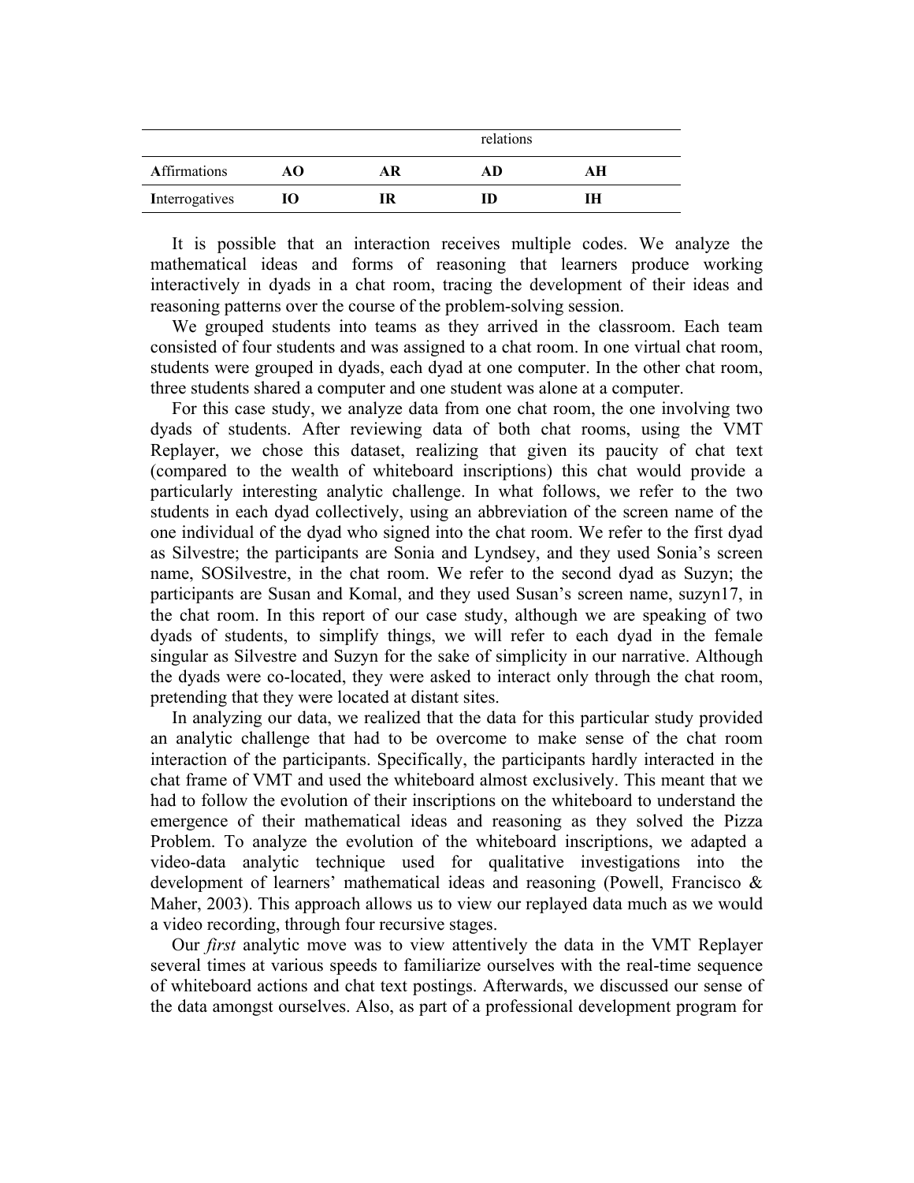| | | | | |
|---|---|---|---|---|
| | | | relations | |
| **A**ffirmations | **AO** | **AR** | **AD** | **AH** |
| **I**nterrogatives | **IO** | **IR** | **ID** | **IH** |

It is possible that an interaction receives multiple codes. We analyze the mathematical ideas and forms of reasoning that learners produce working interactively in dyads in a chat room, tracing the development of their ideas and reasoning patterns over the course of the problem-solving session.

We grouped students into teams as they arrived in the classroom. Each team consisted of four students and was assigned to a chat room. In one virtual chat room, students were grouped in dyads, each dyad at one computer. In the other chat room, three students shared a computer and one student was alone at a computer.

For this case study, we analyze data from one chat room, the one involving two dyads of students. After reviewing data of both chat rooms, using the VMT Replayer, we chose this dataset, realizing that given its paucity of chat text (compared to the wealth of whiteboard inscriptions) this chat would provide a particularly interesting analytic challenge. In what follows, we refer to the two students in each dyad collectively, using an abbreviation of the screen name of the one individual of the dyad who signed into the chat room. We refer to the first dyad as Silvestre; the participants are Sonia and Lyndsey, and they used Sonia's screen name, SOSilvestre, in the chat room. We refer to the second dyad as Suzyn; the participants are Susan and Komal, and they used Susan's screen name, suzyn17, in the chat room. In this report of our case study, although we are speaking of two dyads of students, to simplify things, we will refer to each dyad in the female singular as Silvestre and Suzyn for the sake of simplicity in our narrative. Although the dyads were co-located, they were asked to interact only through the chat room, pretending that they were located at distant sites.

In analyzing our data, we realized that the data for this particular study provided an analytic challenge that had to be overcome to make sense of the chat room interaction of the participants. Specifically, the participants hardly interacted in the chat frame of VMT and used the whiteboard almost exclusively. This meant that we had to follow the evolution of their inscriptions on the whiteboard to understand the emergence of their mathematical ideas and reasoning as they solved the Pizza Problem. To analyze the evolution of the whiteboard inscriptions, we adapted a video-data analytic technique used for qualitative investigations into the development of learners' mathematical ideas and reasoning (Powell, Francisco & Maher, 2003). This approach allows us to view our replayed data much as we would a video recording, through four recursive stages.

Our *first* analytic move was to view attentively the data in the VMT Replayer several times at various speeds to familiarize ourselves with the real-time sequence of whiteboard actions and chat text postings. Afterwards, we discussed our sense of the data amongst ourselves. Also, as part of a professional development program for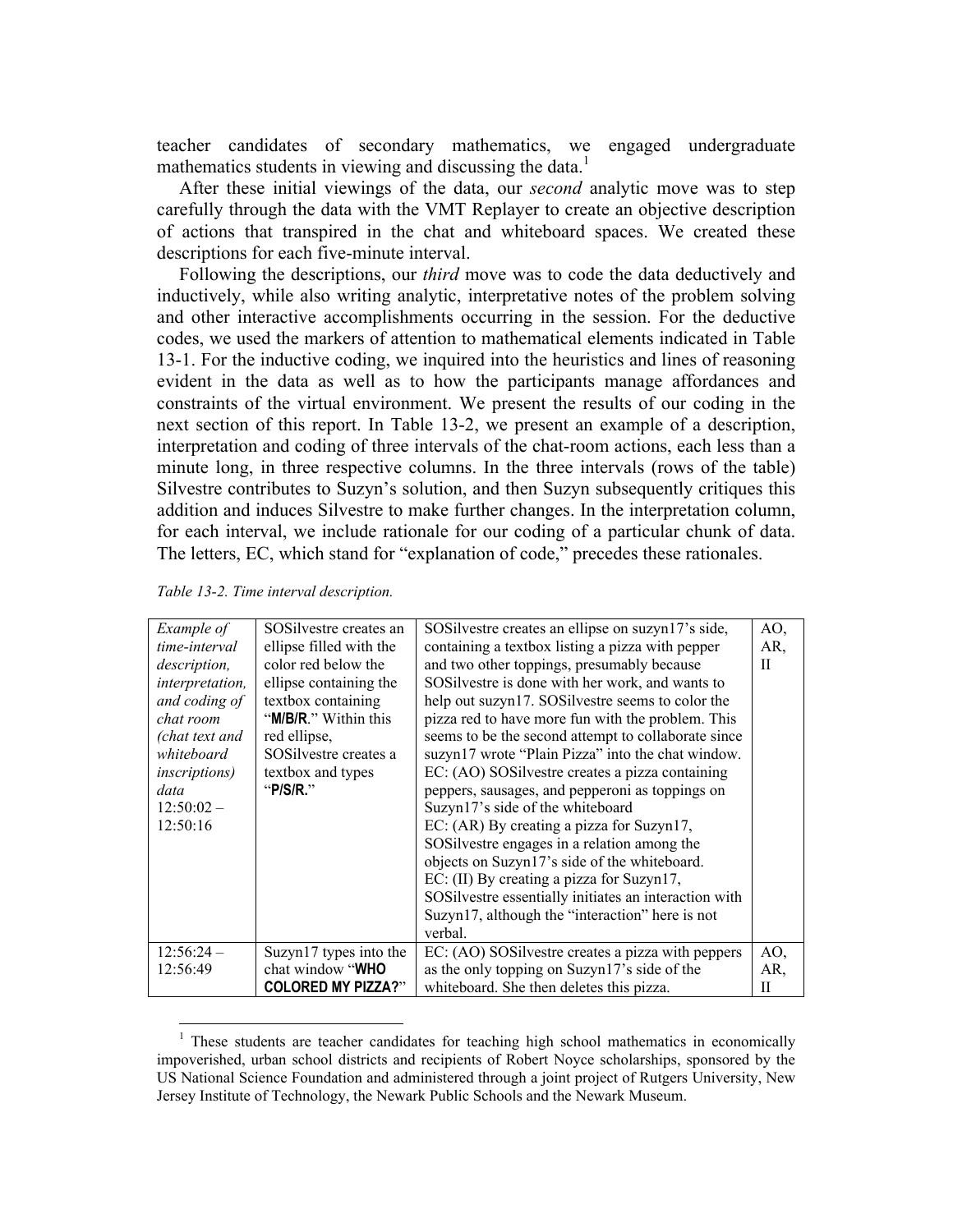teacher candidates of secondary mathematics, we engaged undergraduate mathematics students in viewing and discussing the data.[1]

After these initial viewings of the data, our *second* analytic move was to step carefully through the data with the VMT Replayer to create an objective description of actions that transpired in the chat and whiteboard spaces. We created these descriptions for each five-minute interval.

Following the descriptions, our *third* move was to code the data deductively and inductively, while also writing analytic, interpretative notes of the problem solving and other interactive accomplishments occurring in the session. For the deductive codes, we used the markers of attention to mathematical elements indicated in Table 13-1. For the inductive coding, we inquired into the heuristics and lines of reasoning evident in the data as well as to how the participants manage affordances and constraints of the virtual environment. We present the results of our coding in the next section of this report. In Table 13-2, we present an example of a description, interpretation and coding of three intervals of the chat-room actions, each less than a minute long, in three respective columns. In the three intervals (rows of the table) Silvestre contributes to Suzyn's solution, and then Suzyn subsequently critiques this addition and induces Silvestre to make further changes. In the interpretation column, for each interval, we include rationale for our coding of a particular chunk of data. The letters, EC, which stand for "explanation of code," precedes these rationales.

*Table 13-2. Time interval description.*

| | | | |
|---|---|---|---|
| *Example of time-interval description, interpretation, and coding of chat room (chat text and whiteboard inscriptions) data* 12:50:02 – 12:50:16 | SOSilvestre creates an ellipse filled with the color red below the ellipse containing the textbox containing "**M/B/R**." Within this red ellipse, SOSilvestre creates a textbox and types "**P/S/R.**" | SOSilvestre creates an ellipse on suzyn17's side, containing a textbox listing a pizza with pepper and two other toppings, presumably because SOSilvestre is done with her work, and wants to help out suzyn17. SOSilvestre seems to color the pizza red to have more fun with the problem. This seems to be the second attempt to collaborate since suzyn17 wrote "Plain Pizza" into the chat window. EC: (AO) SOSilvestre creates a pizza containing peppers, sausages, and pepperoni as toppings on Suzyn17's side of the whiteboard EC: (AR) By creating a pizza for Suzyn17, SOSilvestre engages in a relation among the objects on Suzyn17's side of the whiteboard. EC: (II) By creating a pizza for Suzyn17, SOSilvestre essentially initiates an interaction with Suzyn17, although the "interaction" here is not verbal. | AO, AR, II |
| 12:56:24 – 12:56:49 | Suzyn17 types into the chat window "**WHO COLORED MY PIZZA?**" | EC: (AO) SOSilvestre creates a pizza with peppers as the only topping on Suzyn17's side of the whiteboard. She then deletes this pizza. | AO, AR, II |

[1] These students are teacher candidates for teaching high school mathematics in economically impoverished, urban school districts and recipients of Robert Noyce scholarships, sponsored by the US National Science Foundation and administered through a joint project of Rutgers University, New Jersey Institute of Technology, the Newark Public Schools and the Newark Museum.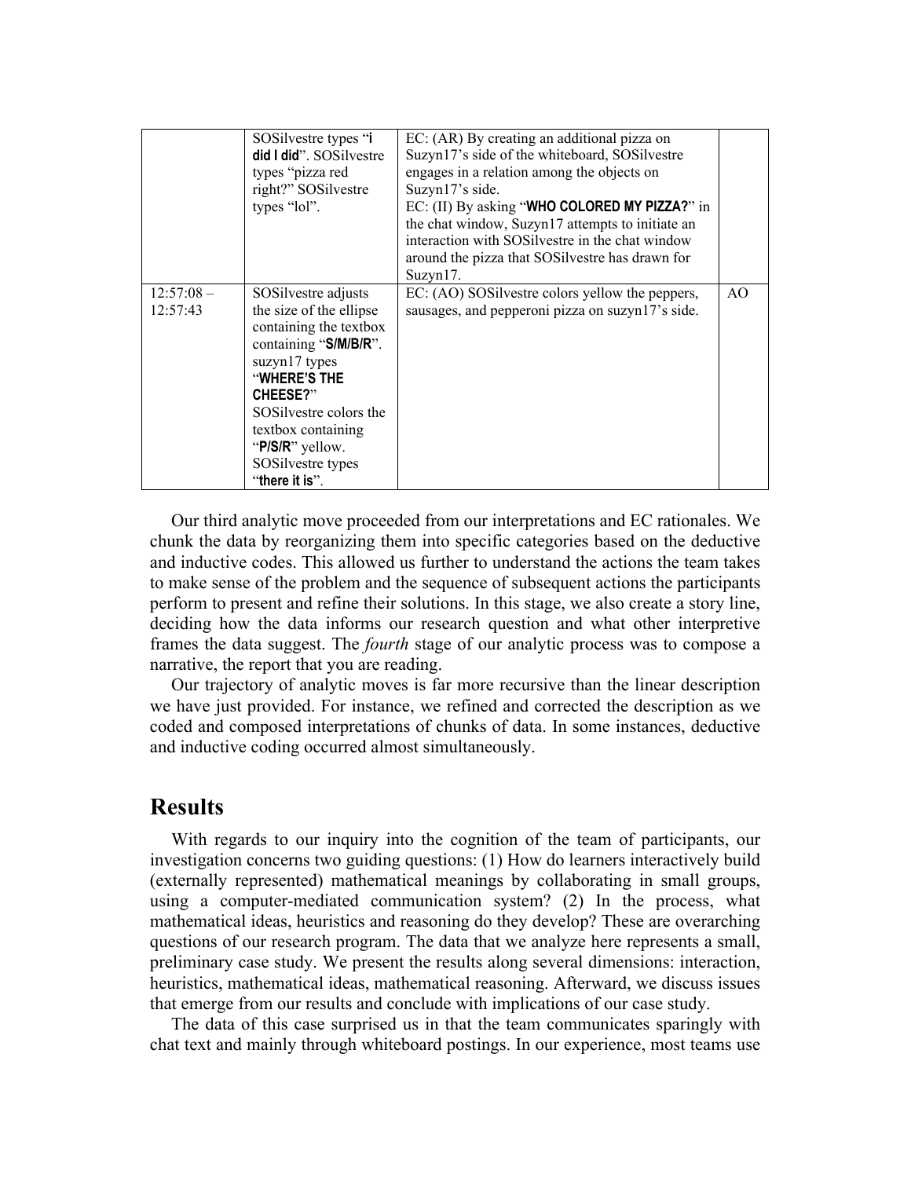| | | | |
|---|---|---|---|
| | SOSilvestre types "**i did I did**". SOSilvestre types "pizza red right?" SOSilvestre types "lol". | EC: (AR) By creating an additional pizza on Suzyn17's side of the whiteboard, SOSilvestre engages in a relation among the objects on Suzyn17's side. EC: (II) By asking "**WHO COLORED MY PIZZA?**" in the chat window, Suzyn17 attempts to initiate an interaction with SOSilvestre in the chat window around the pizza that SOSilvestre has drawn for Suzyn17. | |
| 12:57:08 – 12:57:43 | SOSilvestre adjusts the size of the ellipse containing the textbox containing "**S/M/B/R**". suzyn17 types "**WHERE'S THE CHEESE?**" SOSilvestre colors the textbox containing "**P/S/R**" yellow. SOSilvestre types "**there it is**". | EC: (AO) SOSilvestre colors yellow the peppers, sausages, and pepperoni pizza on suzyn17's side. | AO |

Our third analytic move proceeded from our interpretations and EC rationales. We chunk the data by reorganizing them into specific categories based on the deductive and inductive codes. This allowed us further to understand the actions the team takes to make sense of the problem and the sequence of subsequent actions the participants perform to present and refine their solutions. In this stage, we also create a story line, deciding how the data informs our research question and what other interpretive frames the data suggest. The *fourth* stage of our analytic process was to compose a narrative, the report that you are reading.

Our trajectory of analytic moves is far more recursive than the linear description we have just provided. For instance, we refined and corrected the description as we coded and composed interpretations of chunks of data. In some instances, deductive and inductive coding occurred almost simultaneously.

## Results

With regards to our inquiry into the cognition of the team of participants, our investigation concerns two guiding questions: (1) How do learners interactively build (externally represented) mathematical meanings by collaborating in small groups, using a computer-mediated communication system? (2) In the process, what mathematical ideas, heuristics and reasoning do they develop? These are overarching questions of our research program. The data that we analyze here represents a small, preliminary case study. We present the results along several dimensions: interaction, heuristics, mathematical ideas, mathematical reasoning. Afterward, we discuss issues that emerge from our results and conclude with implications of our case study.

The data of this case surprised us in that the team communicates sparingly with chat text and mainly through whiteboard postings. In our experience, most teams use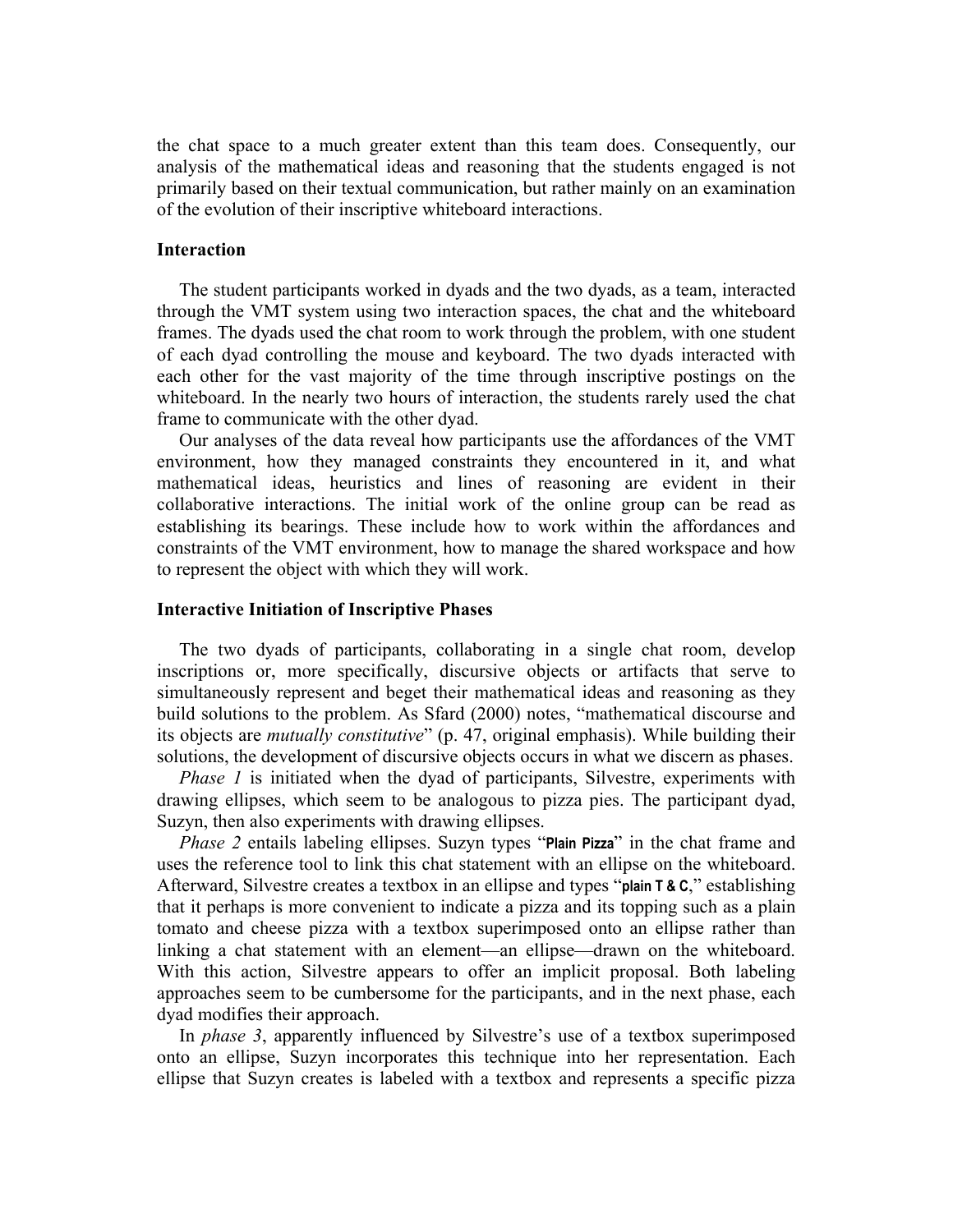the chat space to a much greater extent than this team does. Consequently, our analysis of the mathematical ideas and reasoning that the students engaged is not primarily based on their textual communication, but rather mainly on an examination of the evolution of their inscriptive whiteboard interactions.

### Interaction

The student participants worked in dyads and the two dyads, as a team, interacted through the VMT system using two interaction spaces, the chat and the whiteboard frames. The dyads used the chat room to work through the problem, with one student of each dyad controlling the mouse and keyboard. The two dyads interacted with each other for the vast majority of the time through inscriptive postings on the whiteboard. In the nearly two hours of interaction, the students rarely used the chat frame to communicate with the other dyad.

Our analyses of the data reveal how participants use the affordances of the VMT environment, how they managed constraints they encountered in it, and what mathematical ideas, heuristics and lines of reasoning are evident in their collaborative interactions. The initial work of the online group can be read as establishing its bearings. These include how to work within the affordances and constraints of the VMT environment, how to manage the shared workspace and how to represent the object with which they will work.

### Interactive Initiation of Inscriptive Phases

The two dyads of participants, collaborating in a single chat room, develop inscriptions or, more specifically, discursive objects or artifacts that serve to simultaneously represent and beget their mathematical ideas and reasoning as they build solutions to the problem. As Sfard (2000) notes, "mathematical discourse and its objects are *mutually constitutive*" (p. 47, original emphasis). While building their solutions, the development of discursive objects occurs in what we discern as phases.

*Phase 1* is initiated when the dyad of participants, Silvestre, experiments with drawing ellipses, which seem to be analogous to pizza pies. The participant dyad, Suzyn, then also experiments with drawing ellipses.

*Phase 2* entails labeling ellipses. Suzyn types "**Plain Pizza**" in the chat frame and uses the reference tool to link this chat statement with an ellipse on the whiteboard. Afterward, Silvestre creates a textbox in an ellipse and types "**plain T & C**," establishing that it perhaps is more convenient to indicate a pizza and its topping such as a plain tomato and cheese pizza with a textbox superimposed onto an ellipse rather than linking a chat statement with an element—an ellipse—drawn on the whiteboard. With this action, Silvestre appears to offer an implicit proposal. Both labeling approaches seem to be cumbersome for the participants, and in the next phase, each dyad modifies their approach.

In *phase 3*, apparently influenced by Silvestre's use of a textbox superimposed onto an ellipse, Suzyn incorporates this technique into her representation. Each ellipse that Suzyn creates is labeled with a textbox and represents a specific pizza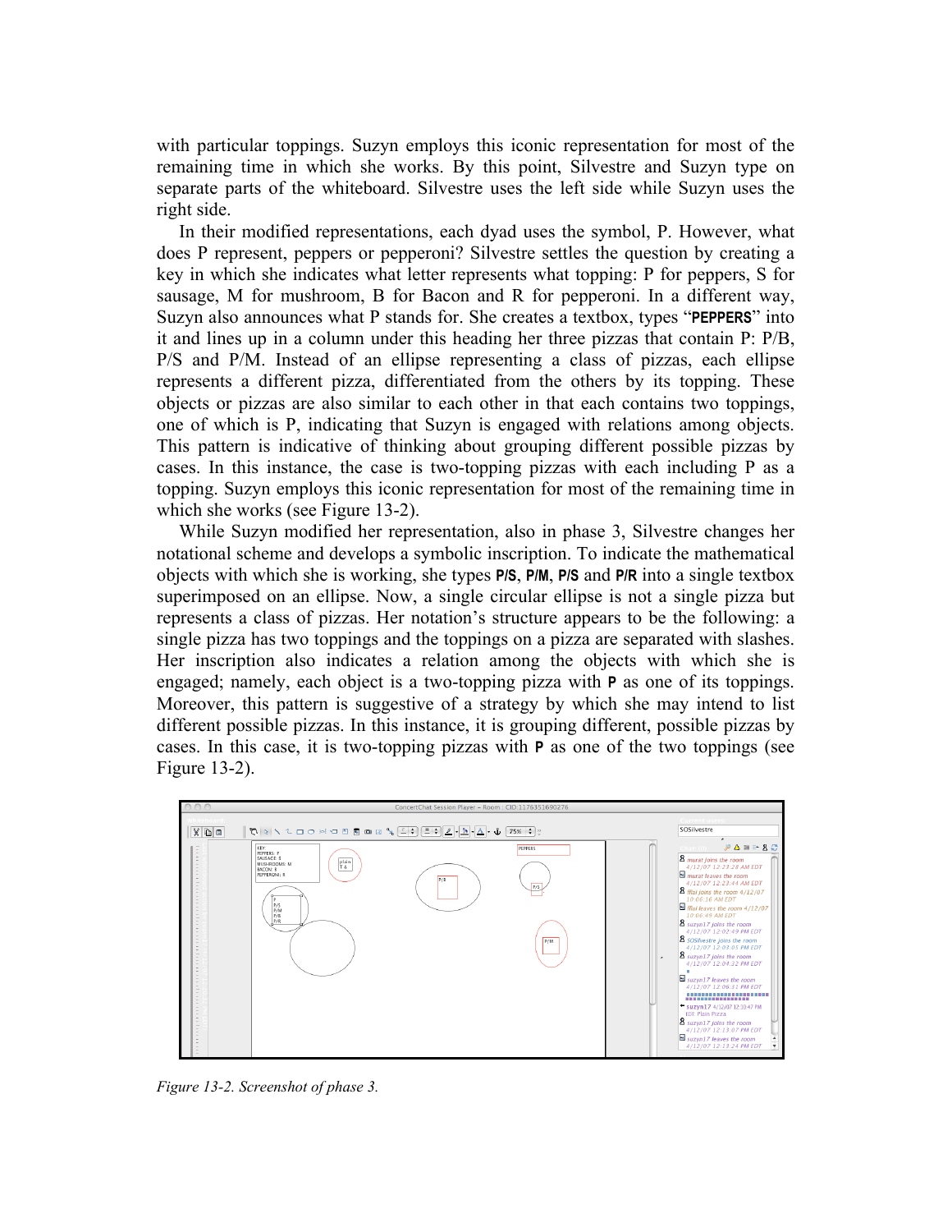with particular toppings. Suzyn employs this iconic representation for most of the remaining time in which she works. By this point, Silvestre and Suzyn type on separate parts of the whiteboard. Silvestre uses the left side while Suzyn uses the right side.

In their modified representations, each dyad uses the symbol, P. However, what does P represent, peppers or pepperoni? Silvestre settles the question by creating a key in which she indicates what letter represents what topping: P for peppers, S for sausage, M for mushroom, B for Bacon and R for pepperoni. In a different way, Suzyn also announces what P stands for. She creates a textbox, types "**PEPPERS**" into it and lines up in a column under this heading her three pizzas that contain P: P/B, P/S and P/M. Instead of an ellipse representing a class of pizzas, each ellipse represents a different pizza, differentiated from the others by its topping. These objects or pizzas are also similar to each other in that each contains two toppings, one of which is P, indicating that Suzyn is engaged with relations among objects. This pattern is indicative of thinking about grouping different possible pizzas by cases. In this instance, the case is two-topping pizzas with each including P as a topping. Suzyn employs this iconic representation for most of the remaining time in which she works (see Figure 13-2).

While Suzyn modified her representation, also in phase 3, Silvestre changes her notational scheme and develops a symbolic inscription. To indicate the mathematical objects with which she is working, she types **P/S**, **P/M**, **P/S** and **P/R** into a single textbox superimposed on an ellipse. Now, a single circular ellipse is not a single pizza but represents a class of pizzas. Her notation's structure appears to be the following: a single pizza has two toppings and the toppings on a pizza are separated with slashes. Her inscription also indicates a relation among the objects with which she is engaged; namely, each object is a two-topping pizza with **P** as one of its toppings. Moreover, this pattern is suggestive of a strategy by which she may intend to list different possible pizzas. In this instance, it is grouping different, possible pizzas by cases. In this case, it is two-topping pizzas with **P** as one of the two toppings (see Figure 13-2).

*Figure 13-2. Screenshot of phase 3.*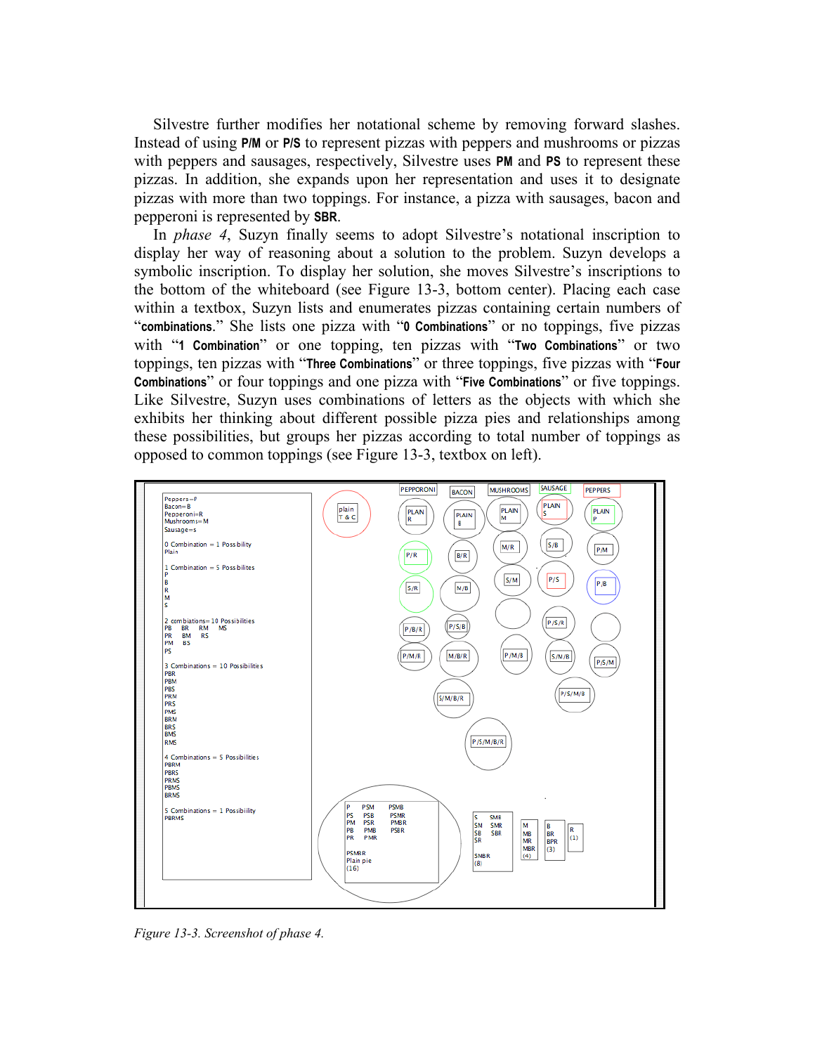Silvestre further modifies her notational scheme by removing forward slashes. Instead of using **P/M** or **P/S** to represent pizzas with peppers and mushrooms or pizzas with peppers and sausages, respectively, Silvestre uses **PM** and **PS** to represent these pizzas. In addition, she expands upon her representation and uses it to designate pizzas with more than two toppings. For instance, a pizza with sausages, bacon and pepperoni is represented by **SBR**.

In *phase 4*, Suzyn finally seems to adopt Silvestre's notational inscription to display her way of reasoning about a solution to the problem. Suzyn develops a symbolic inscription. To display her solution, she moves Silvestre's inscriptions to the bottom of the whiteboard (see Figure 13-3, bottom center). Placing each case within a textbox, Suzyn lists and enumerates pizzas containing certain numbers of "**combinations**." She lists one pizza with "**0 Combinations**" or no toppings, five pizzas with "**1 Combination**" or one topping, ten pizzas with "**Two Combinations**" or two toppings, ten pizzas with "**Three Combinations**" or three toppings, five pizzas with "**Four Combinations**" or four toppings and one pizza with "**Five Combinations**" or five toppings. Like Silvestre, Suzyn uses combinations of letters as the objects with which she exhibits her thinking about different possible pizza pies and relationships among these possibilities, but groups her pizzas according to total number of toppings as opposed to common toppings (see Figure 13-3, textbox on left).

*Figure 13-3. Screenshot of phase 4.*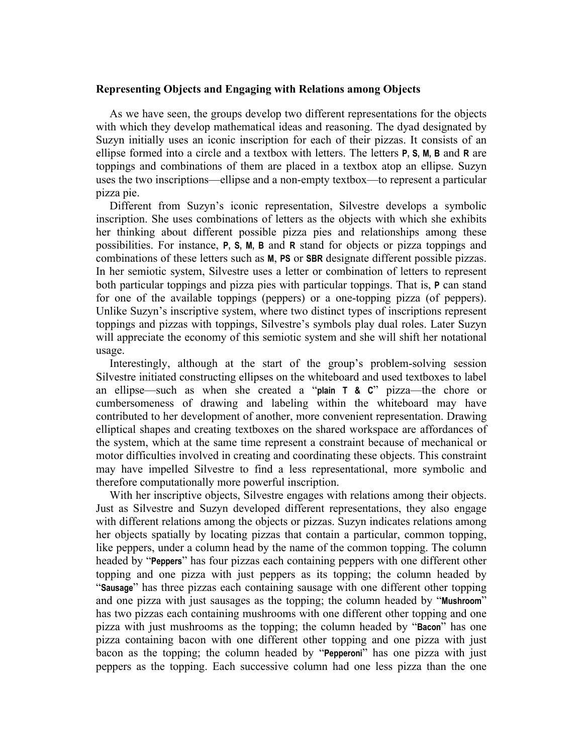### Representing Objects and Engaging with Relations among Objects

As we have seen, the groups develop two different representations for the objects with which they develop mathematical ideas and reasoning. The dyad designated by Suzyn initially uses an iconic inscription for each of their pizzas. It consists of an ellipse formed into a circle and a textbox with letters. The letters **P**, **S**, **M**, **B** and **R** are toppings and combinations of them are placed in a textbox atop an ellipse. Suzyn uses the two inscriptions—ellipse and a non-empty textbox—to represent a particular pizza pie.

Different from Suzyn's iconic representation, Silvestre develops a symbolic inscription. She uses combinations of letters as the objects with which she exhibits her thinking about different possible pizza pies and relationships among these possibilities. For instance, **P**, **S**, **M**, **B** and **R** stand for objects or pizza toppings and combinations of these letters such as **M**, **PS** or **SBR** designate different possible pizzas. In her semiotic system, Silvestre uses a letter or combination of letters to represent both particular toppings and pizza pies with particular toppings. That is, **P** can stand for one of the available toppings (peppers) or a one-topping pizza (of peppers). Unlike Suzyn's inscriptive system, where two distinct types of inscriptions represent toppings and pizzas with toppings, Silvestre's symbols play dual roles. Later Suzyn will appreciate the economy of this semiotic system and she will shift her notational usage.

Interestingly, although at the start of the group's problem-solving session Silvestre initiated constructing ellipses on the whiteboard and used textboxes to label an ellipse—such as when she created a "**plain T & C**" pizza—the chore or cumbersomeness of drawing and labeling within the whiteboard may have contributed to her development of another, more convenient representation. Drawing elliptical shapes and creating textboxes on the shared workspace are affordances of the system, which at the same time represent a constraint because of mechanical or motor difficulties involved in creating and coordinating these objects. This constraint may have impelled Silvestre to find a less representational, more symbolic and therefore computationally more powerful inscription.

With her inscriptive objects, Silvestre engages with relations among their objects. Just as Silvestre and Suzyn developed different representations, they also engage with different relations among the objects or pizzas. Suzyn indicates relations among her objects spatially by locating pizzas that contain a particular, common topping, like peppers, under a column head by the name of the common topping. The column headed by "**Peppers**" has four pizzas each containing peppers with one different other topping and one pizza with just peppers as its topping; the column headed by "**Sausage**" has three pizzas each containing sausage with one different other topping and one pizza with just sausages as the topping; the column headed by "**Mushroom**" has two pizzas each containing mushrooms with one different other topping and one pizza with just mushrooms as the topping; the column headed by "**Bacon**" has one pizza containing bacon with one different other topping and one pizza with just bacon as the topping; the column headed by "**Pepperoni**" has one pizza with just peppers as the topping. Each successive column had one less pizza than the one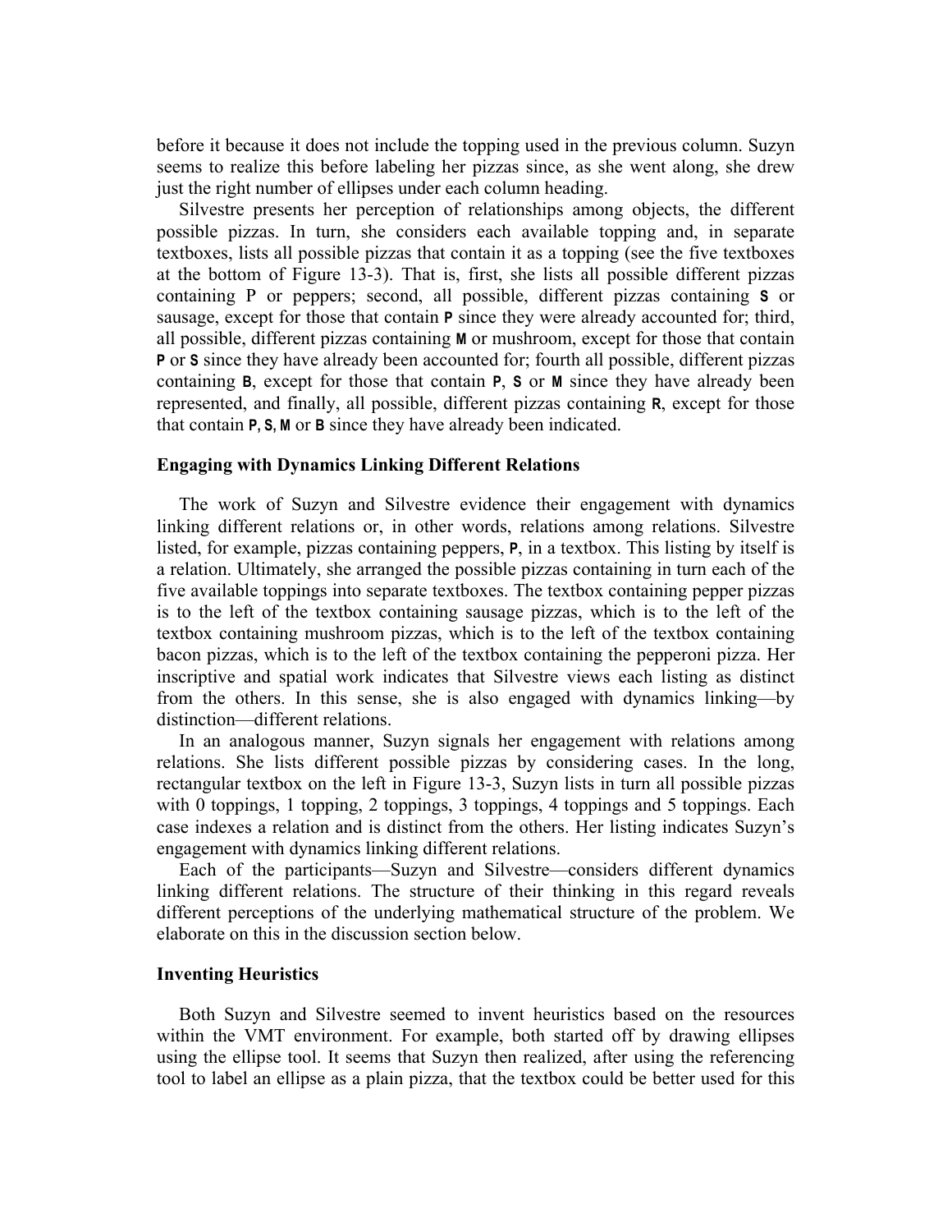before it because it does not include the topping used in the previous column. Suzyn seems to realize this before labeling her pizzas since, as she went along, she drew just the right number of ellipses under each column heading.

Silvestre presents her perception of relationships among objects, the different possible pizzas. In turn, she considers each available topping and, in separate textboxes, lists all possible pizzas that contain it as a topping (see the five textboxes at the bottom of Figure 13-3). That is, first, she lists all possible different pizzas containing P or peppers; second, all possible, different pizzas containing **S** or sausage, except for those that contain **P** since they were already accounted for; third, all possible, different pizzas containing **M** or mushroom, except for those that contain **P** or **S** since they have already been accounted for; fourth all possible, different pizzas containing **B**, except for those that contain **P**, **S** or **M** since they have already been represented, and finally, all possible, different pizzas containing **R**, except for those that contain **P**, **S**, **M** or **B** since they have already been indicated.

### Engaging with Dynamics Linking Different Relations

The work of Suzyn and Silvestre evidence their engagement with dynamics linking different relations or, in other words, relations among relations. Silvestre listed, for example, pizzas containing peppers, **P**, in a textbox. This listing by itself is a relation. Ultimately, she arranged the possible pizzas containing in turn each of the five available toppings into separate textboxes. The textbox containing pepper pizzas is to the left of the textbox containing sausage pizzas, which is to the left of the textbox containing mushroom pizzas, which is to the left of the textbox containing bacon pizzas, which is to the left of the textbox containing the pepperoni pizza. Her inscriptive and spatial work indicates that Silvestre views each listing as distinct from the others. In this sense, she is also engaged with dynamics linking—by distinction—different relations.

In an analogous manner, Suzyn signals her engagement with relations among relations. She lists different possible pizzas by considering cases. In the long, rectangular textbox on the left in Figure 13-3, Suzyn lists in turn all possible pizzas with 0 toppings, 1 topping, 2 toppings, 3 toppings, 4 toppings and 5 toppings. Each case indexes a relation and is distinct from the others. Her listing indicates Suzyn's engagement with dynamics linking different relations.

Each of the participants—Suzyn and Silvestre—considers different dynamics linking different relations. The structure of their thinking in this regard reveals different perceptions of the underlying mathematical structure of the problem. We elaborate on this in the discussion section below.

### Inventing Heuristics

Both Suzyn and Silvestre seemed to invent heuristics based on the resources within the VMT environment. For example, both started off by drawing ellipses using the ellipse tool. It seems that Suzyn then realized, after using the referencing tool to label an ellipse as a plain pizza, that the textbox could be better used for this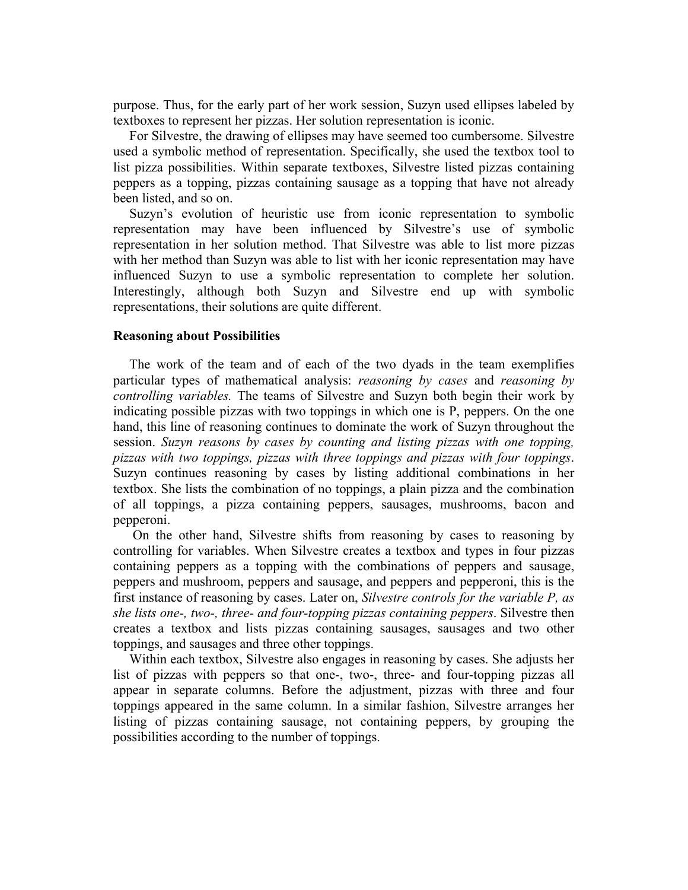purpose. Thus, for the early part of her work session, Suzyn used ellipses labeled by textboxes to represent her pizzas. Her solution representation is iconic.

For Silvestre, the drawing of ellipses may have seemed too cumbersome. Silvestre used a symbolic method of representation. Specifically, she used the textbox tool to list pizza possibilities. Within separate textboxes, Silvestre listed pizzas containing peppers as a topping, pizzas containing sausage as a topping that have not already been listed, and so on.

Suzyn's evolution of heuristic use from iconic representation to symbolic representation may have been influenced by Silvestre's use of symbolic representation in her solution method. That Silvestre was able to list more pizzas with her method than Suzyn was able to list with her iconic representation may have influenced Suzyn to use a symbolic representation to complete her solution. Interestingly, although both Suzyn and Silvestre end up with symbolic representations, their solutions are quite different.

**Reasoning about Possibilities**

The work of the team and of each of the two dyads in the team exemplifies particular types of mathematical analysis: *reasoning by cases* and *reasoning by controlling variables.* The teams of Silvestre and Suzyn both begin their work by indicating possible pizzas with two toppings in which one is P, peppers. On the one hand, this line of reasoning continues to dominate the work of Suzyn throughout the session. *Suzyn reasons by cases by counting and listing pizzas with one topping, pizzas with two toppings, pizzas with three toppings and pizzas with four toppings*. Suzyn continues reasoning by cases by listing additional combinations in her textbox. She lists the combination of no toppings, a plain pizza and the combination of all toppings, a pizza containing peppers, sausages, mushrooms, bacon and pepperoni.

On the other hand, Silvestre shifts from reasoning by cases to reasoning by controlling for variables. When Silvestre creates a textbox and types in four pizzas containing peppers as a topping with the combinations of peppers and sausage, peppers and mushroom, peppers and sausage, and peppers and pepperoni, this is the first instance of reasoning by cases. Later on, *Silvestre controls for the variable P, as she lists one-, two-, three- and four-topping pizzas containing peppers*. Silvestre then creates a textbox and lists pizzas containing sausages, sausages and two other toppings, and sausages and three other toppings.

Within each textbox, Silvestre also engages in reasoning by cases. She adjusts her list of pizzas with peppers so that one-, two-, three- and four-topping pizzas all appear in separate columns. Before the adjustment, pizzas with three and four toppings appeared in the same column. In a similar fashion, Silvestre arranges her listing of pizzas containing sausage, not containing peppers, by grouping the possibilities according to the number of toppings.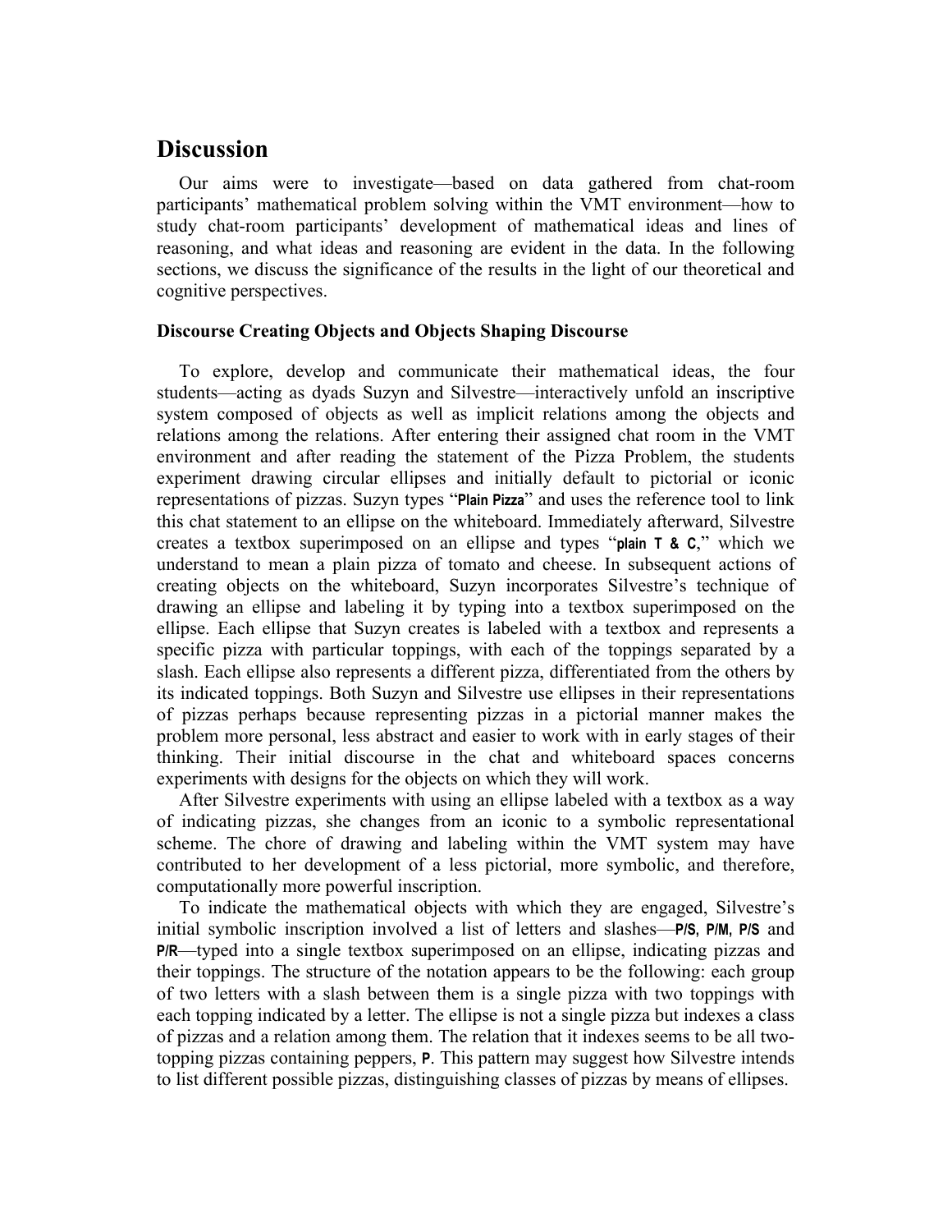## Discussion

Our aims were to investigate—based on data gathered from chat-room participants' mathematical problem solving within the VMT environment—how to study chat-room participants' development of mathematical ideas and lines of reasoning, and what ideas and reasoning are evident in the data. In the following sections, we discuss the significance of the results in the light of our theoretical and cognitive perspectives.

### Discourse Creating Objects and Objects Shaping Discourse

To explore, develop and communicate their mathematical ideas, the four students—acting as dyads Suzyn and Silvestre—interactively unfold an inscriptive system composed of objects as well as implicit relations among the objects and relations among the relations. After entering their assigned chat room in the VMT environment and after reading the statement of the Pizza Problem, the students experiment drawing circular ellipses and initially default to pictorial or iconic representations of pizzas. Suzyn types "**Plain Pizza**" and uses the reference tool to link this chat statement to an ellipse on the whiteboard. Immediately afterward, Silvestre creates a textbox superimposed on an ellipse and types "**plain T & C**," which we understand to mean a plain pizza of tomato and cheese. In subsequent actions of creating objects on the whiteboard, Suzyn incorporates Silvestre's technique of drawing an ellipse and labeling it by typing into a textbox superimposed on the ellipse. Each ellipse that Suzyn creates is labeled with a textbox and represents a specific pizza with particular toppings, with each of the toppings separated by a slash. Each ellipse also represents a different pizza, differentiated from the others by its indicated toppings. Both Suzyn and Silvestre use ellipses in their representations of pizzas perhaps because representing pizzas in a pictorial manner makes the problem more personal, less abstract and easier to work with in early stages of their thinking. Their initial discourse in the chat and whiteboard spaces concerns experiments with designs for the objects on which they will work.

After Silvestre experiments with using an ellipse labeled with a textbox as a way of indicating pizzas, she changes from an iconic to a symbolic representational scheme. The chore of drawing and labeling within the VMT system may have contributed to her development of a less pictorial, more symbolic, and therefore, computationally more powerful inscription.

To indicate the mathematical objects with which they are engaged, Silvestre's initial symbolic inscription involved a list of letters and slashes—**P/S**, **P/M**, **P/S** and **P/R**—typed into a single textbox superimposed on an ellipse, indicating pizzas and their toppings. The structure of the notation appears to be the following: each group of two letters with a slash between them is a single pizza with two toppings with each topping indicated by a letter. The ellipse is not a single pizza but indexes a class of pizzas and a relation among them. The relation that it indexes seems to be all two-topping pizzas containing peppers, **P**. This pattern may suggest how Silvestre intends to list different possible pizzas, distinguishing classes of pizzas by means of ellipses.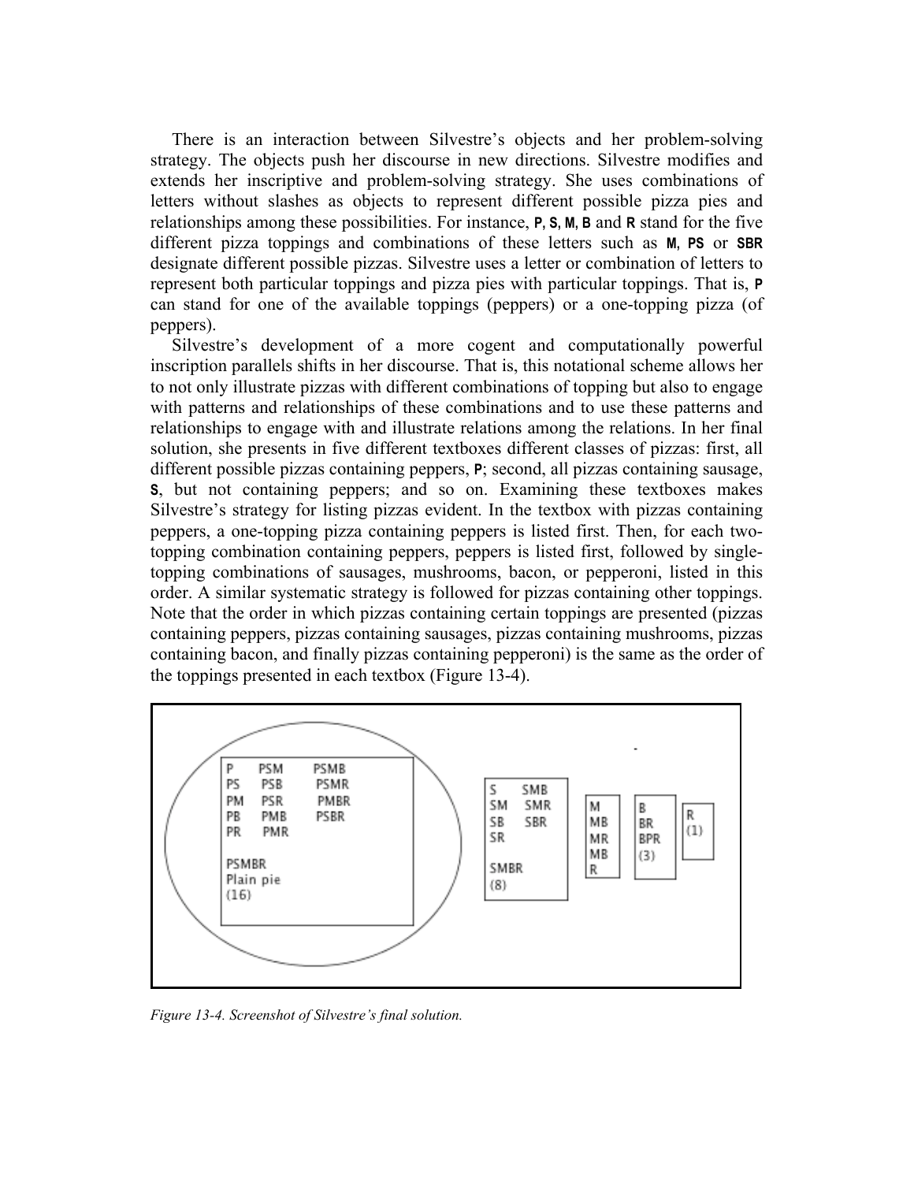There is an interaction between Silvestre's objects and her problem-solving strategy. The objects push her discourse in new directions. Silvestre modifies and extends her inscriptive and problem-solving strategy. She uses combinations of letters without slashes as objects to represent different possible pizza pies and relationships among these possibilities. For instance, **P**, **S**, **M**, **B** and **R** stand for the five different pizza toppings and combinations of these letters such as **M**, **PS** or **SBR** designate different possible pizzas. Silvestre uses a letter or combination of letters to represent both particular toppings and pizza pies with particular toppings. That is, **P** can stand for one of the available toppings (peppers) or a one-topping pizza (of peppers).

Silvestre's development of a more cogent and computationally powerful inscription parallels shifts in her discourse. That is, this notational scheme allows her to not only illustrate pizzas with different combinations of topping but also to engage with patterns and relationships of these combinations and to use these patterns and relationships to engage with and illustrate relations among the relations. In her final solution, she presents in five different textboxes different classes of pizzas: first, all different possible pizzas containing peppers, **P**; second, all pizzas containing sausage, **S**, but not containing peppers; and so on. Examining these textboxes makes Silvestre's strategy for listing pizzas evident. In the textbox with pizzas containing peppers, a one-topping pizza containing peppers is listed first. Then, for each two-topping combination containing peppers, peppers is listed first, followed by single-topping combinations of sausages, mushrooms, bacon, or pepperoni, listed in this order. A similar systematic strategy is followed for pizzas containing other toppings. Note that the order in which pizzas containing certain toppings are presented (pizzas containing peppers, pizzas containing sausages, pizzas containing mushrooms, pizzas containing bacon, and finally pizzas containing pepperoni) is the same as the order of the toppings presented in each textbox (Figure 13-4).

P PSM PSMB
PS PSB PSMR
PM PSR PMBR
PB PMB PSBR
PR PMR
PSMBR
Plain pie
(16)

S SMB
SM SMR
SB SBR
SR
SMBR
(8)

M
MB
MR
MB
R

B
BR
BPR
(3)

R
(1)

*Figure 13-4. Screenshot of Silvestre's final solution.*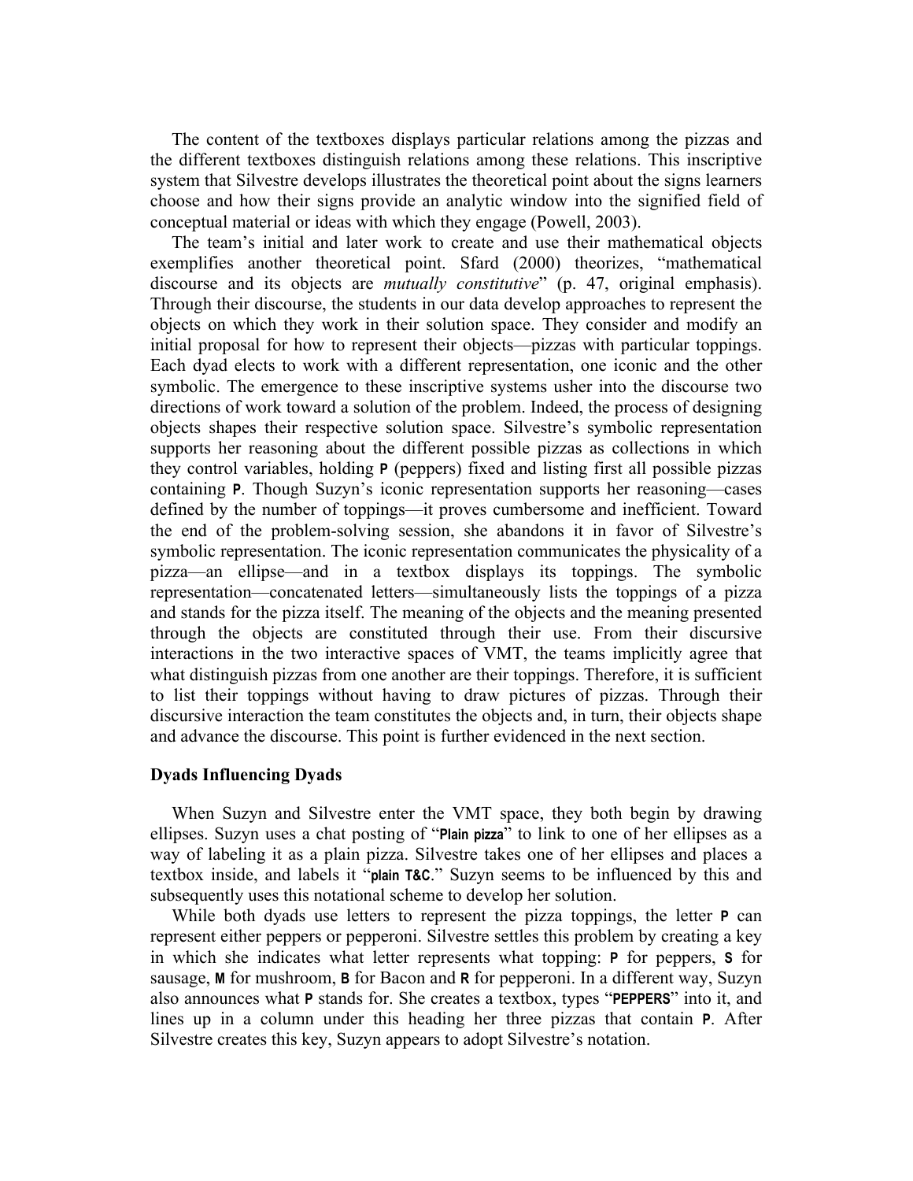The content of the textboxes displays particular relations among the pizzas and the different textboxes distinguish relations among these relations. This inscriptive system that Silvestre develops illustrates the theoretical point about the signs learners choose and how their signs provide an analytic window into the signified field of conceptual material or ideas with which they engage (Powell, 2003).

The team's initial and later work to create and use their mathematical objects exemplifies another theoretical point. Sfard (2000) theorizes, "mathematical discourse and its objects are *mutually constitutive*" (p. 47, original emphasis). Through their discourse, the students in our data develop approaches to represent the objects on which they work in their solution space. They consider and modify an initial proposal for how to represent their objects—pizzas with particular toppings. Each dyad elects to work with a different representation, one iconic and the other symbolic. The emergence to these inscriptive systems usher into the discourse two directions of work toward a solution of the problem. Indeed, the process of designing objects shapes their respective solution space. Silvestre's symbolic representation supports her reasoning about the different possible pizzas as collections in which they control variables, holding **P** (peppers) fixed and listing first all possible pizzas containing **P**. Though Suzyn's iconic representation supports her reasoning—cases defined by the number of toppings—it proves cumbersome and inefficient. Toward the end of the problem-solving session, she abandons it in favor of Silvestre's symbolic representation. The iconic representation communicates the physicality of a pizza—an ellipse—and in a textbox displays its toppings. The symbolic representation—concatenated letters—simultaneously lists the toppings of a pizza and stands for the pizza itself. The meaning of the objects and the meaning presented through the objects are constituted through their use. From their discursive interactions in the two interactive spaces of VMT, the teams implicitly agree that what distinguish pizzas from one another are their toppings. Therefore, it is sufficient to list their toppings without having to draw pictures of pizzas. Through their discursive interaction the team constitutes the objects and, in turn, their objects shape and advance the discourse. This point is further evidenced in the next section.

### Dyads Influencing Dyads

When Suzyn and Silvestre enter the VMT space, they both begin by drawing ellipses. Suzyn uses a chat posting of "**Plain pizza**" to link to one of her ellipses as a way of labeling it as a plain pizza. Silvestre takes one of her ellipses and places a textbox inside, and labels it "**plain T&C**." Suzyn seems to be influenced by this and subsequently uses this notational scheme to develop her solution.

While both dyads use letters to represent the pizza toppings, the letter **P** can represent either peppers or pepperoni. Silvestre settles this problem by creating a key in which she indicates what letter represents what topping: **P** for peppers, **S** for sausage, **M** for mushroom, **B** for Bacon and **R** for pepperoni. In a different way, Suzyn also announces what **P** stands for. She creates a textbox, types "**PEPPERS**" into it, and lines up in a column under this heading her three pizzas that contain **P**. After Silvestre creates this key, Suzyn appears to adopt Silvestre's notation.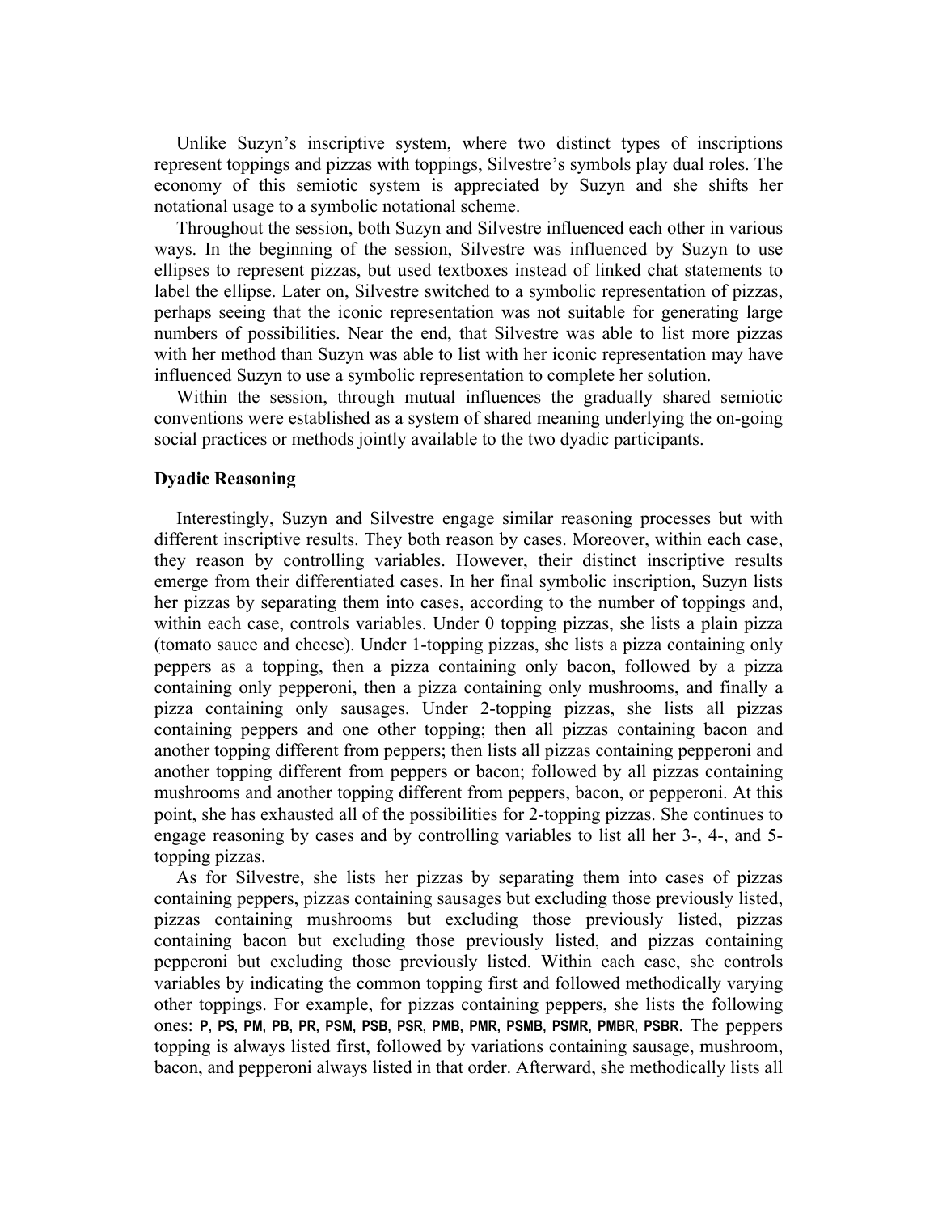Unlike Suzyn's inscriptive system, where two distinct types of inscriptions represent toppings and pizzas with toppings, Silvestre's symbols play dual roles. The economy of this semiotic system is appreciated by Suzyn and she shifts her notational usage to a symbolic notational scheme.

Throughout the session, both Suzyn and Silvestre influenced each other in various ways. In the beginning of the session, Silvestre was influenced by Suzyn to use ellipses to represent pizzas, but used textboxes instead of linked chat statements to label the ellipse. Later on, Silvestre switched to a symbolic representation of pizzas, perhaps seeing that the iconic representation was not suitable for generating large numbers of possibilities. Near the end, that Silvestre was able to list more pizzas with her method than Suzyn was able to list with her iconic representation may have influenced Suzyn to use a symbolic representation to complete her solution.

Within the session, through mutual influences the gradually shared semiotic conventions were established as a system of shared meaning underlying the on-going social practices or methods jointly available to the two dyadic participants.

### Dyadic Reasoning

Interestingly, Suzyn and Silvestre engage similar reasoning processes but with different inscriptive results. They both reason by cases. Moreover, within each case, they reason by controlling variables. However, their distinct inscriptive results emerge from their differentiated cases. In her final symbolic inscription, Suzyn lists her pizzas by separating them into cases, according to the number of toppings and, within each case, controls variables. Under 0 topping pizzas, she lists a plain pizza (tomato sauce and cheese). Under 1-topping pizzas, she lists a pizza containing only peppers as a topping, then a pizza containing only bacon, followed by a pizza containing only pepperoni, then a pizza containing only mushrooms, and finally a pizza containing only sausages. Under 2-topping pizzas, she lists all pizzas containing peppers and one other topping; then all pizzas containing bacon and another topping different from peppers; then lists all pizzas containing pepperoni and another topping different from peppers or bacon; followed by all pizzas containing mushrooms and another topping different from peppers, bacon, or pepperoni. At this point, she has exhausted all of the possibilities for 2-topping pizzas. She continues to engage reasoning by cases and by controlling variables to list all her 3-, 4-, and 5-topping pizzas.

As for Silvestre, she lists her pizzas by separating them into cases of pizzas containing peppers, pizzas containing sausages but excluding those previously listed, pizzas containing mushrooms but excluding those previously listed, pizzas containing bacon but excluding those previously listed, and pizzas containing pepperoni but excluding those previously listed. Within each case, she controls variables by indicating the common topping first and followed methodically varying other toppings. For example, for pizzas containing peppers, she lists the following ones: **P, PS, PM, PB, PR, PSM, PSB, PSR, PMB, PMR, PSMB, PSMR, PMBR, PSBR**. The peppers topping is always listed first, followed by variations containing sausage, mushroom, bacon, and pepperoni always listed in that order. Afterward, she methodically lists all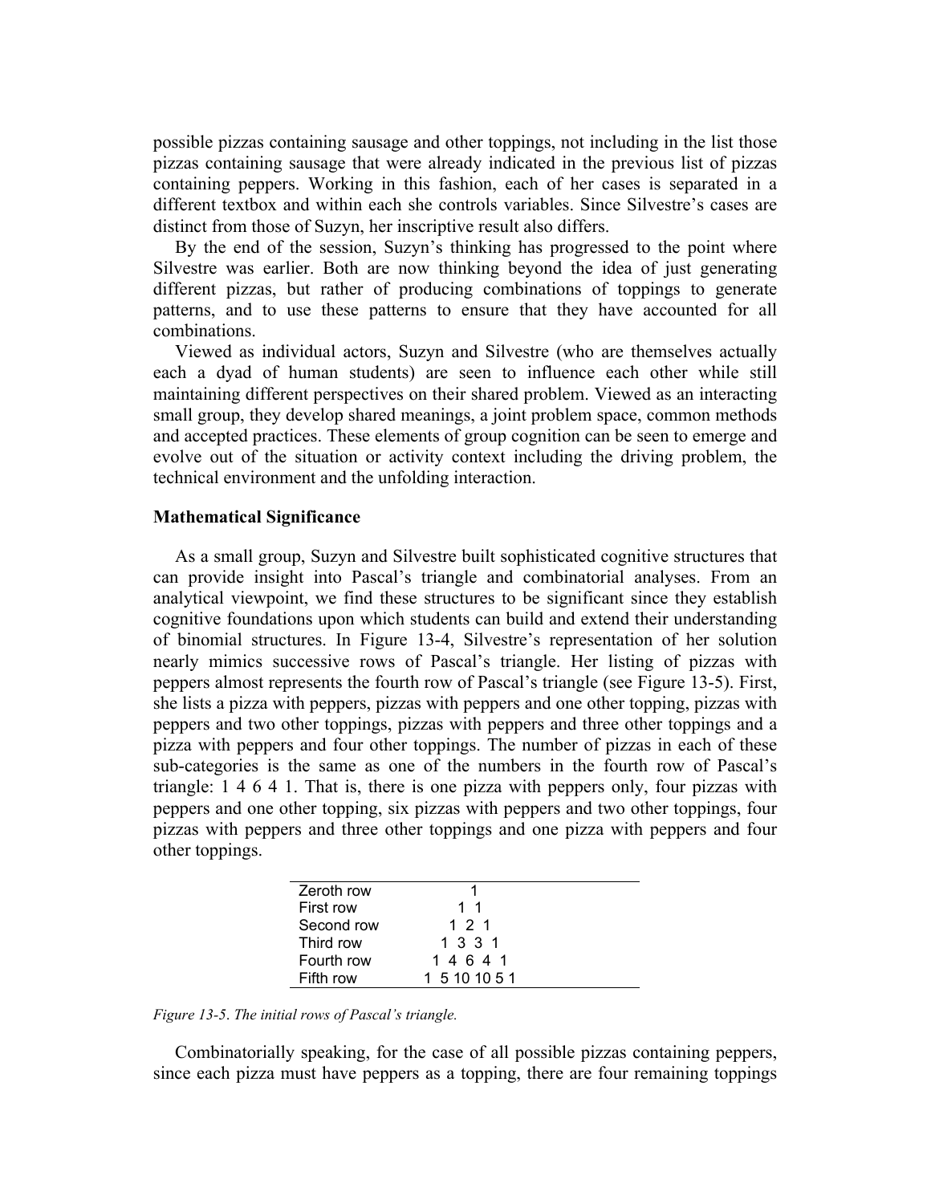possible pizzas containing sausage and other toppings, not including in the list those pizzas containing sausage that were already indicated in the previous list of pizzas containing peppers. Working in this fashion, each of her cases is separated in a different textbox and within each she controls variables. Since Silvestre's cases are distinct from those of Suzyn, her inscriptive result also differs.

By the end of the session, Suzyn's thinking has progressed to the point where Silvestre was earlier. Both are now thinking beyond the idea of just generating different pizzas, but rather of producing combinations of toppings to generate patterns, and to use these patterns to ensure that they have accounted for all combinations.

Viewed as individual actors, Suzyn and Silvestre (who are themselves actually each a dyad of human students) are seen to influence each other while still maintaining different perspectives on their shared problem. Viewed as an interacting small group, they develop shared meanings, a joint problem space, common methods and accepted practices. These elements of group cognition can be seen to emerge and evolve out of the situation or activity context including the driving problem, the technical environment and the unfolding interaction.

**Mathematical Significance**

As a small group, Suzyn and Silvestre built sophisticated cognitive structures that can provide insight into Pascal's triangle and combinatorial analyses. From an analytical viewpoint, we find these structures to be significant since they establish cognitive foundations upon which students can build and extend their understanding of binomial structures. In Figure 13-4, Silvestre's representation of her solution nearly mimics successive rows of Pascal's triangle. Her listing of pizzas with peppers almost represents the fourth row of Pascal's triangle (see Figure 13-5). First, she lists a pizza with peppers, pizzas with peppers and one other topping, pizzas with peppers and two other toppings, pizzas with peppers and three other toppings and a pizza with peppers and four other toppings. The number of pizzas in each of these sub-categories is the same as one of the numbers in the fourth row of Pascal's triangle: 1 4 6 4 1. That is, there is one pizza with peppers only, four pizzas with peppers and one other topping, six pizzas with peppers and two other toppings, four pizzas with peppers and three other toppings and one pizza with peppers and four other toppings.

| | |
|---|---|
| Zeroth row | 1 |
| First row | 1 1 |
| Second row | 1 2 1 |
| Third row | 1 3 3 1 |
| Fourth row | 1 4 6 4 1 |
| Fifth row | 1 5 10 10 5 1 |

*Figure 13-5. The initial rows of Pascal's triangle.*

Combinatorially speaking, for the case of all possible pizzas containing peppers, since each pizza must have peppers as a topping, there are four remaining toppings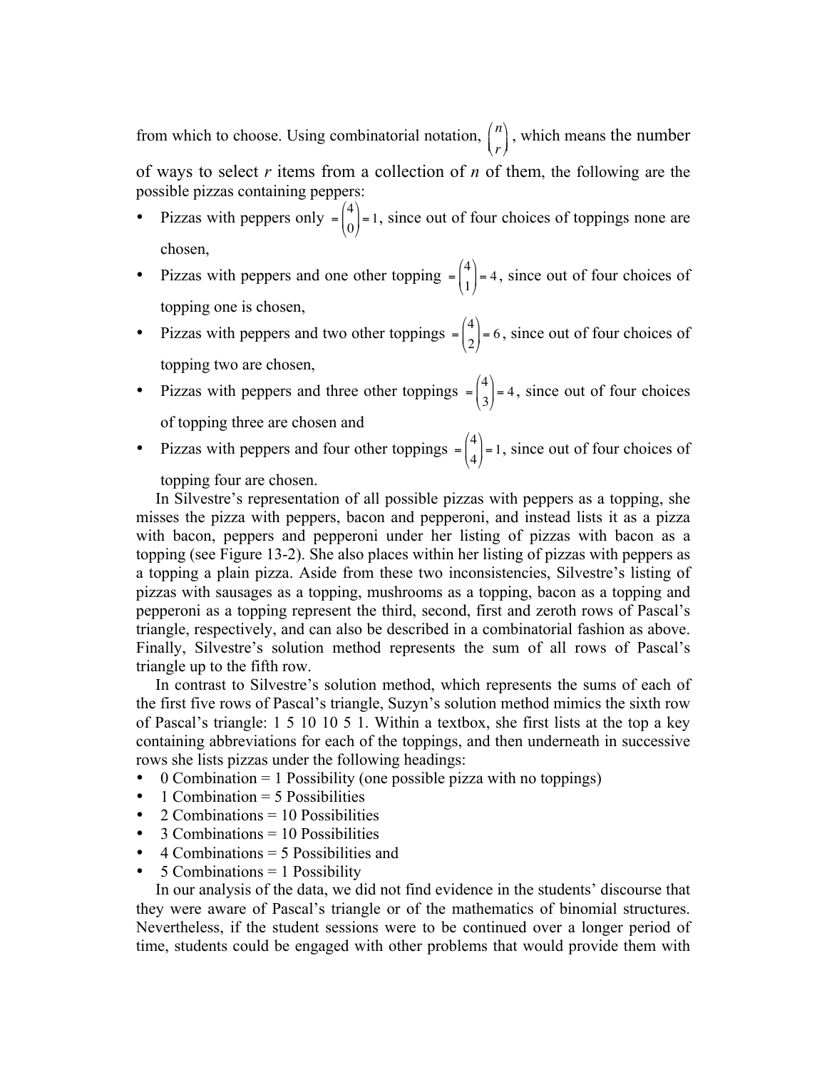from which to choose. Using combinatorial notation, $\binom{n}{r}$, which means the number of ways to select $r$ items from a collection of $n$ of them, the following are the possible pizzas containing peppers:

- Pizzas with peppers only $= \binom{4}{0} = 1$, since out of four choices of toppings none are chosen,
- Pizzas with peppers and one other topping $= \binom{4}{1} = 4$, since out of four choices of topping one is chosen,
- Pizzas with peppers and two other toppings $= \binom{4}{2} = 6$, since out of four choices of topping two are chosen,
- Pizzas with peppers and three other toppings $= \binom{4}{3} = 4$, since out of four choices of topping three are chosen and
- Pizzas with peppers and four other toppings $= \binom{4}{4} = 1$, since out of four choices of topping four are chosen.

In Silvestre's representation of all possible pizzas with peppers as a topping, she misses the pizza with peppers, bacon and pepperoni, and instead lists it as a pizza with bacon, peppers and pepperoni under her listing of pizzas with bacon as a topping (see Figure 13-2). She also places within her listing of pizzas with peppers as a topping a plain pizza. Aside from these two inconsistencies, Silvestre's listing of pizzas with sausages as a topping, mushrooms as a topping, bacon as a topping and pepperoni as a topping represent the third, second, first and zeroth rows of Pascal's triangle, respectively, and can also be described in a combinatorial fashion as above. Finally, Silvestre's solution method represents the sum of all rows of Pascal's triangle up to the fifth row.

In contrast to Silvestre's solution method, which represents the sums of each of the first five rows of Pascal's triangle, Suzyn's solution method mimics the sixth row of Pascal's triangle: 1 5 10 10 5 1. Within a textbox, she first lists at the top a key containing abbreviations for each of the toppings, and then underneath in successive rows she lists pizzas under the following headings:

- 0 Combination = 1 Possibility (one possible pizza with no toppings)
- 1 Combination = 5 Possibilities
- 2 Combinations = 10 Possibilities
- 3 Combinations = 10 Possibilities
- 4 Combinations = 5 Possibilities and
- 5 Combinations = 1 Possibility

In our analysis of the data, we did not find evidence in the students' discourse that they were aware of Pascal's triangle or of the mathematics of binomial structures. Nevertheless, if the student sessions were to be continued over a longer period of time, students could be engaged with other problems that would provide them with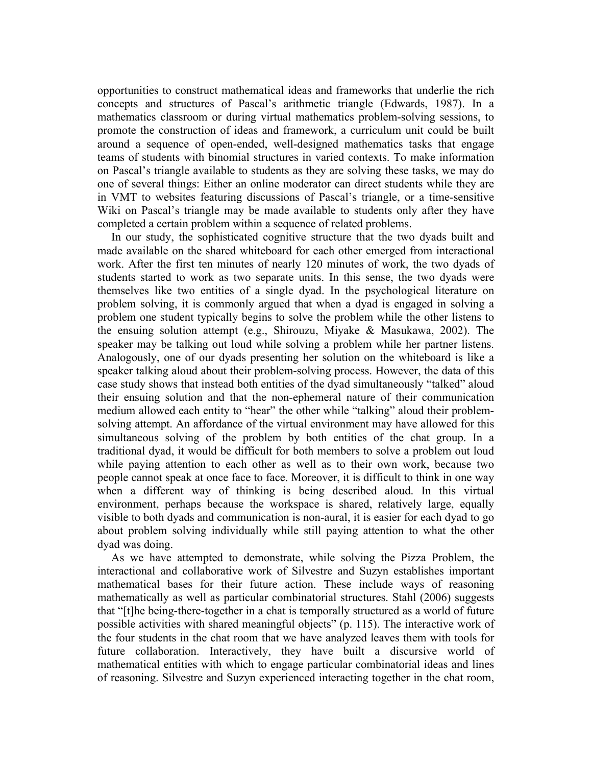opportunities to construct mathematical ideas and frameworks that underlie the rich concepts and structures of Pascal's arithmetic triangle (Edwards, 1987). In a mathematics classroom or during virtual mathematics problem-solving sessions, to promote the construction of ideas and framework, a curriculum unit could be built around a sequence of open-ended, well-designed mathematics tasks that engage teams of students with binomial structures in varied contexts. To make information on Pascal's triangle available to students as they are solving these tasks, we may do one of several things: Either an online moderator can direct students while they are in VMT to websites featuring discussions of Pascal's triangle, or a time-sensitive Wiki on Pascal's triangle may be made available to students only after they have completed a certain problem within a sequence of related problems.

In our study, the sophisticated cognitive structure that the two dyads built and made available on the shared whiteboard for each other emerged from interactional work. After the first ten minutes of nearly 120 minutes of work, the two dyads of students started to work as two separate units. In this sense, the two dyads were themselves like two entities of a single dyad. In the psychological literature on problem solving, it is commonly argued that when a dyad is engaged in solving a problem one student typically begins to solve the problem while the other listens to the ensuing solution attempt (e.g., Shirouzu, Miyake & Masukawa, 2002). The speaker may be talking out loud while solving a problem while her partner listens. Analogously, one of our dyads presenting her solution on the whiteboard is like a speaker talking aloud about their problem-solving process. However, the data of this case study shows that instead both entities of the dyad simultaneously "talked" aloud their ensuing solution and that the non-ephemeral nature of their communication medium allowed each entity to "hear" the other while "talking" aloud their problem-solving attempt. An affordance of the virtual environment may have allowed for this simultaneous solving of the problem by both entities of the chat group. In a traditional dyad, it would be difficult for both members to solve a problem out loud while paying attention to each other as well as to their own work, because two people cannot speak at once face to face. Moreover, it is difficult to think in one way when a different way of thinking is being described aloud. In this virtual environment, perhaps because the workspace is shared, relatively large, equally visible to both dyads and communication is non-aural, it is easier for each dyad to go about problem solving individually while still paying attention to what the other dyad was doing.

As we have attempted to demonstrate, while solving the Pizza Problem, the interactional and collaborative work of Silvestre and Suzyn establishes important mathematical bases for their future action. These include ways of reasoning mathematically as well as particular combinatorial structures. Stahl (2006) suggests that "[t]he being-there-together in a chat is temporally structured as a world of future possible activities with shared meaningful objects" (p. 115). The interactive work of the four students in the chat room that we have analyzed leaves them with tools for future collaboration. Interactively, they have built a discursive world of mathematical entities with which to engage particular combinatorial ideas and lines of reasoning. Silvestre and Suzyn experienced interacting together in the chat room,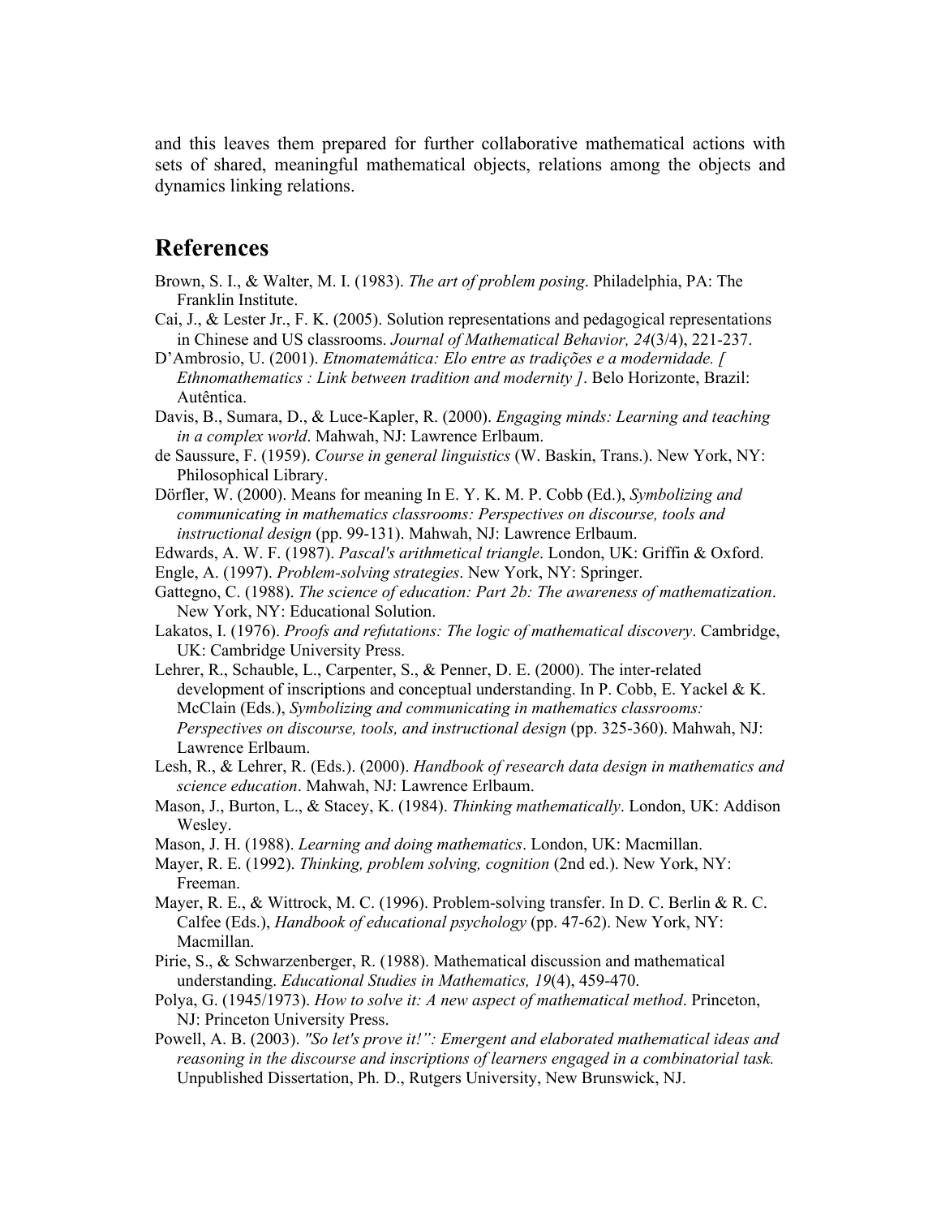and this leaves them prepared for further collaborative mathematical actions with sets of shared, meaningful mathematical objects, relations among the objects and dynamics linking relations.

## References

Brown, S. I., & Walter, M. I. (1983). *The art of problem posing*. Philadelphia, PA: The Franklin Institute.

Cai, J., & Lester Jr., F. K. (2005). Solution representations and pedagogical representations in Chinese and US classrooms. *Journal of Mathematical Behavior, 24*(3/4), 221-237.

D'Ambrosio, U. (2001). *Etnomatemática: Elo entre as tradições e a modernidade. [ Ethnomathematics : Link between tradition and modernity ]*. Belo Horizonte, Brazil: Autêntica.

Davis, B., Sumara, D., & Luce-Kapler, R. (2000). *Engaging minds: Learning and teaching in a complex world*. Mahwah, NJ: Lawrence Erlbaum.

de Saussure, F. (1959). *Course in general linguistics* (W. Baskin, Trans.). New York, NY: Philosophical Library.

Dörfler, W. (2000). Means for meaning In E. Y. K. M. P. Cobb (Ed.), *Symbolizing and communicating in mathematics classrooms: Perspectives on discourse, tools and instructional design* (pp. 99-131). Mahwah, NJ: Lawrence Erlbaum.

Edwards, A. W. F. (1987). *Pascal's arithmetical triangle*. London, UK: Griffin & Oxford.

Engle, A. (1997). *Problem-solving strategies*. New York, NY: Springer.

Gattegno, C. (1988). *The science of education: Part 2b: The awareness of mathematization*. New York, NY: Educational Solution.

Lakatos, I. (1976). *Proofs and refutations: The logic of mathematical discovery*. Cambridge, UK: Cambridge University Press.

Lehrer, R., Schauble, L., Carpenter, S., & Penner, D. E. (2000). The inter-related development of inscriptions and conceptual understanding. In P. Cobb, E. Yackel & K. McClain (Eds.), *Symbolizing and communicating in mathematics classrooms: Perspectives on discourse, tools, and instructional design* (pp. 325-360). Mahwah, NJ: Lawrence Erlbaum.

Lesh, R., & Lehrer, R. (Eds.). (2000). *Handbook of research data design in mathematics and science education*. Mahwah, NJ: Lawrence Erlbaum.

Mason, J., Burton, L., & Stacey, K. (1984). *Thinking mathematically*. London, UK: Addison Wesley.

Mason, J. H. (1988). *Learning and doing mathematics*. London, UK: Macmillan.

Mayer, R. E. (1992). *Thinking, problem solving, cognition* (2nd ed.). New York, NY: Freeman.

Mayer, R. E., & Wittrock, M. C. (1996). Problem-solving transfer. In D. C. Berlin & R. C. Calfee (Eds.), *Handbook of educational psychology* (pp. 47-62). New York, NY: Macmillan.

Pirie, S., & Schwarzenberger, R. (1988). Mathematical discussion and mathematical understanding. *Educational Studies in Mathematics, 19*(4), 459-470.

Polya, G. (1945/1973). *How to solve it: A new aspect of mathematical method*. Princeton, NJ: Princeton University Press.

Powell, A. B. (2003). *"So let's prove it!": Emergent and elaborated mathematical ideas and reasoning in the discourse and inscriptions of learners engaged in a combinatorial task.* Unpublished Dissertation, Ph. D., Rutgers University, New Brunswick, NJ.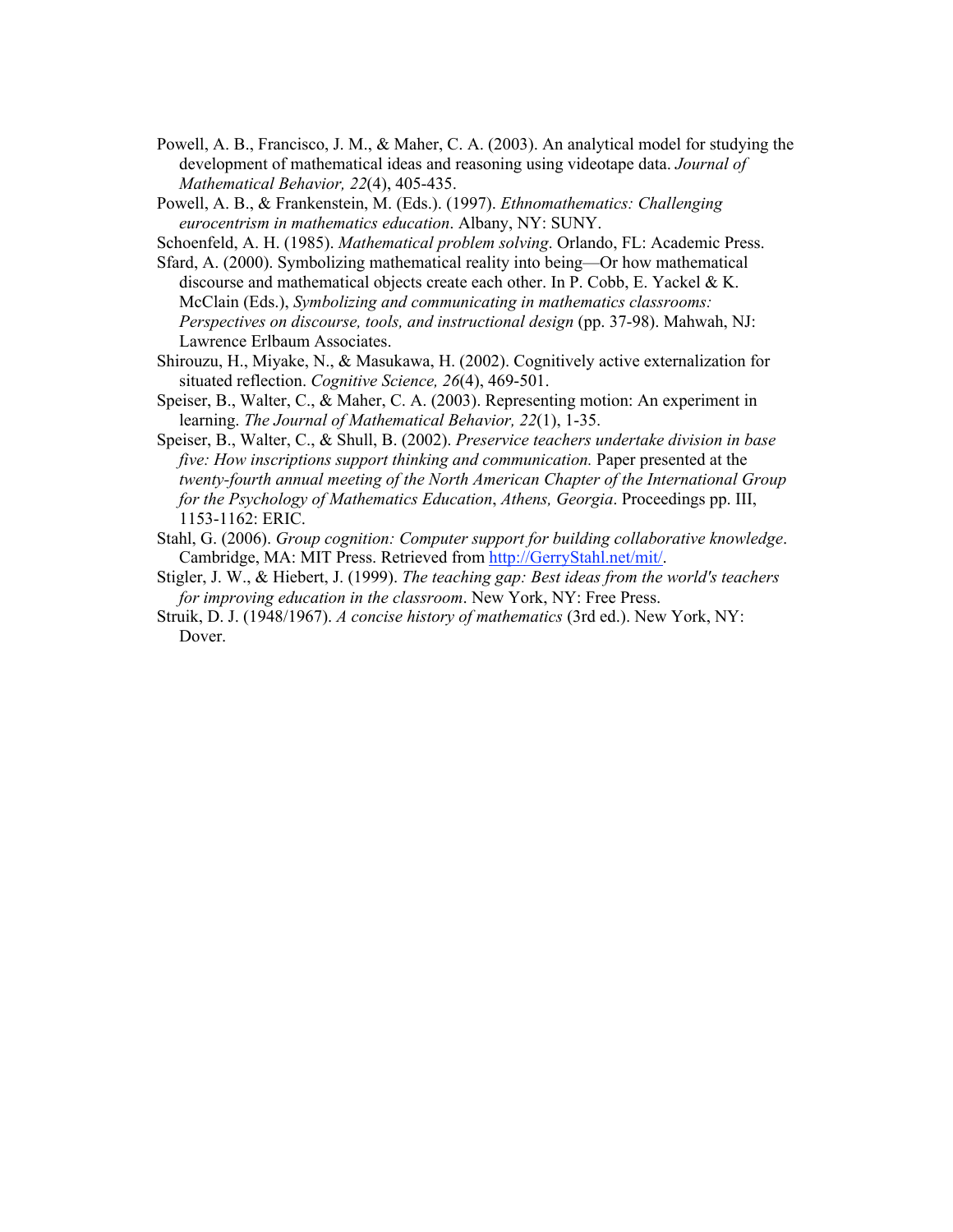Powell, A. B., Francisco, J. M., & Maher, C. A. (2003). An analytical model for studying the development of mathematical ideas and reasoning using videotape data. *Journal of Mathematical Behavior, 22*(4), 405-435.

Powell, A. B., & Frankenstein, M. (Eds.). (1997). *Ethnomathematics: Challenging eurocentrism in mathematics education*. Albany, NY: SUNY.

Schoenfeld, A. H. (1985). *Mathematical problem solving*. Orlando, FL: Academic Press.

Sfard, A. (2000). Symbolizing mathematical reality into being—Or how mathematical discourse and mathematical objects create each other. In P. Cobb, E. Yackel & K. McClain (Eds.), *Symbolizing and communicating in mathematics classrooms: Perspectives on discourse, tools, and instructional design* (pp. 37-98). Mahwah, NJ: Lawrence Erlbaum Associates.

Shirouzu, H., Miyake, N., & Masukawa, H. (2002). Cognitively active externalization for situated reflection. *Cognitive Science, 26*(4), 469-501.

Speiser, B., Walter, C., & Maher, C. A. (2003). Representing motion: An experiment in learning. *The Journal of Mathematical Behavior, 22*(1), 1-35.

Speiser, B., Walter, C., & Shull, B. (2002). *Preservice teachers undertake division in base five: How inscriptions support thinking and communication.* Paper presented at the *twenty-fourth annual meeting of the North American Chapter of the International Group for the Psychology of Mathematics Education*, *Athens, Georgia*. Proceedings pp. III, 1153-1162: ERIC.

Stahl, G. (2006). *Group cognition: Computer support for building collaborative knowledge*. Cambridge, MA: MIT Press. Retrieved from http://GerryStahl.net/mit/.

Stigler, J. W., & Hiebert, J. (1999). *The teaching gap: Best ideas from the world's teachers for improving education in the classroom*. New York, NY: Free Press.

Struik, D. J. (1948/1967). *A concise history of mathematics* (3rd ed.). New York, NY: Dover.